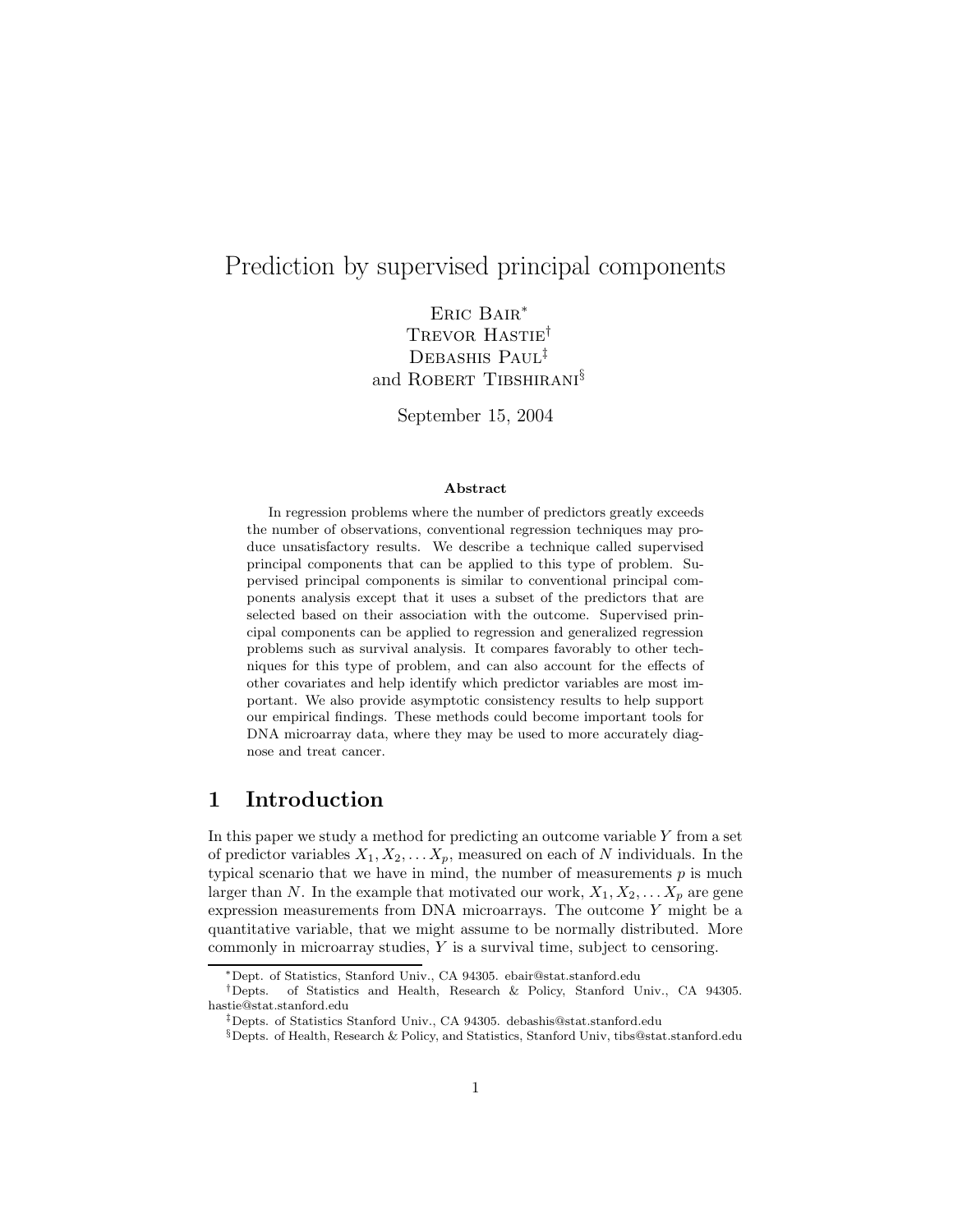# Prediction by supervised principal components

Eric Bair[*]
Trevor Hastie[†]
Debashis Paul[‡]
and Robert Tibshirani[§]

September 15, 2004

**Abstract**

In regression problems where the number of predictors greatly exceeds the number of observations, conventional regression techniques may produce unsatisfactory results. We describe a technique called supervised principal components that can be applied to this type of problem. Supervised principal components is similar to conventional principal components analysis except that it uses a subset of the predictors that are selected based on their association with the outcome. Supervised principal components can be applied to regression and generalized regression problems such as survival analysis. It compares favorably to other techniques for this type of problem, and can also account for the effects of other covariates and help identify which predictor variables are most important. We also provide asymptotic consistency results to help support our empirical findings. These methods could become important tools for DNA microarray data, where they may be used to more accurately diagnose and treat cancer.

## 1 Introduction

In this paper we study a method for predicting an outcome variable $Y$ from a set of predictor variables $X_1, X_2, \dots X_p$, measured on each of $N$ individuals. In the typical scenario that we have in mind, the number of measurements $p$ is much larger than $N$. In the example that motivated our work, $X_1, X_2, \dots X_p$ are gene expression measurements from DNA microarrays. The outcome $Y$ might be a quantitative variable, that we might assume to be normally distributed. More commonly in microarray studies, $Y$ is a survival time, subject to censoring.

[*]Dept. of Statistics, Stanford Univ., CA 94305. ebair@stat.stanford.edu

[†]Depts. of Statistics and Health, Research & Policy, Stanford Univ., CA 94305. hastie@stat.stanford.edu

[‡]Depts. of Statistics Stanford Univ., CA 94305. debashis@stat.stanford.edu

[§]Depts. of Health, Research & Policy, and Statistics, Stanford Univ, tibs@stat.stanford.edu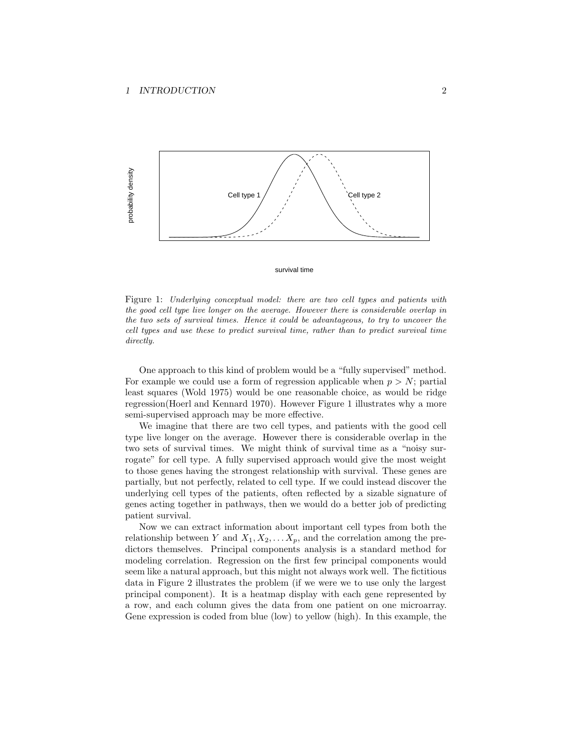Figure 1: *Underlying conceptual model: there are two cell types and patients with the good cell type live longer on the average. However there is considerable overlap in the two sets of survival times. Hence it could be advantageous, to try to uncover the cell types and use these to predict survival time, rather than to predict survival time directly.*

One approach to this kind of problem would be a "fully supervised" method. For example we could use a form of regression applicable when $p > N$; partial least squares (Wold 1975) would be one reasonable choice, as would be ridge regression(Hoerl and Kennard 1970). However Figure 1 illustrates why a more semi-supervised approach may be more effective.

We imagine that there are two cell types, and patients with the good cell type live longer on the average. However there is considerable overlap in the two sets of survival times. We might think of survival time as a "noisy surrogate" for cell type. A fully supervised approach would give the most weight to those genes having the strongest relationship with survival. These genes are partially, but not perfectly, related to cell type. If we could instead discover the underlying cell types of the patients, often reflected by a sizable signature of genes acting together in pathways, then we would do a better job of predicting patient survival.

Now we can extract information about important cell types from both the relationship between $Y$ and $X_1, X_2, \ldots X_p$, and the correlation among the predictors themselves. Principal components analysis is a standard method for modeling correlation. Regression on the first few principal components would seem like a natural approach, but this might not always work well. The fictitious data in Figure 2 illustrates the problem (if we were we to use only the largest principal component). It is a heatmap display with each gene represented by a row, and each column gives the data from one patient on one microarray. Gene expression is coded from blue (low) to yellow (high). In this example, the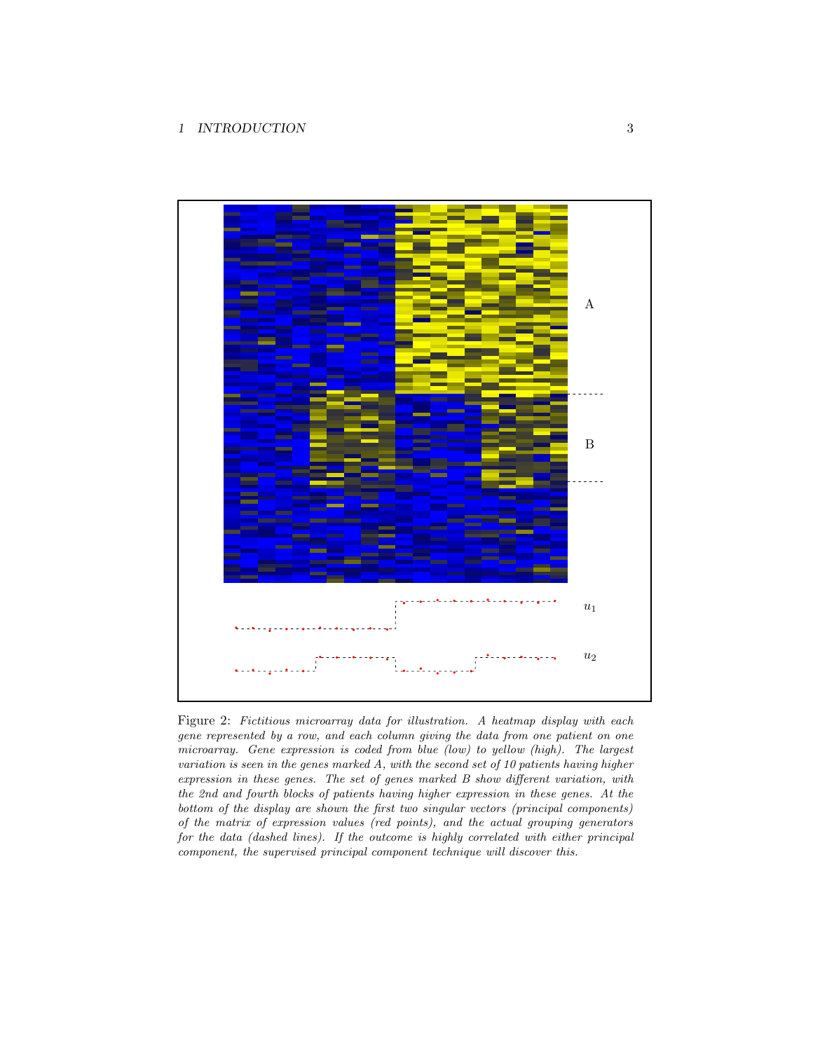Figure 2: *Fictitious microarray data for illustration. A heatmap display with each gene represented by a row, and each column giving the data from one patient on one microarray. Gene expression is coded from blue (low) to yellow (high). The largest variation is seen in the genes marked A, with the second set of 10 patients having higher expression in these genes. The set of genes marked B show different variation, with the 2nd and fourth blocks of patients having higher expression in these genes. At the bottom of the display are shown the first two singular vectors (principal components) of the matrix of expression values (red points), and the actual grouping generators for the data (dashed lines). If the outcome is highly correlated with either principal component, the supervised principal component technique will discover this.*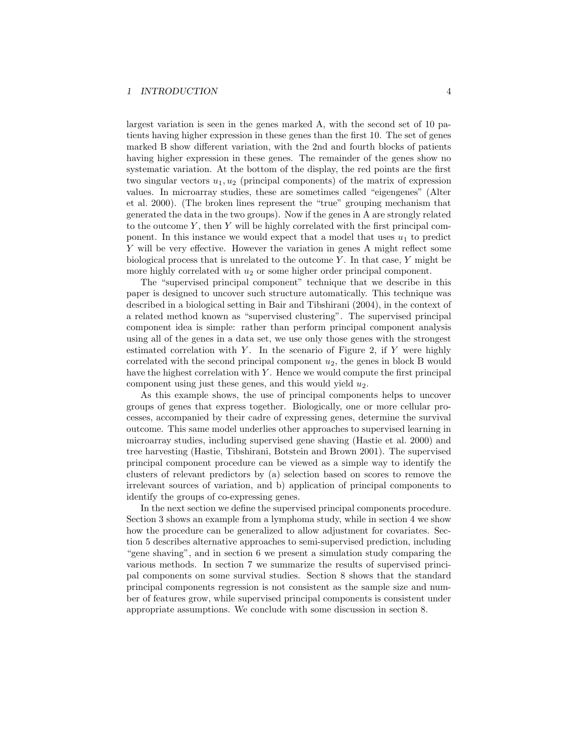largest variation is seen in the genes marked A, with the second set of 10 patients having higher expression in these genes than the first 10. The set of genes marked B show different variation, with the 2nd and fourth blocks of patients having higher expression in these genes. The remainder of the genes show no systematic variation. At the bottom of the display, the red points are the first two singular vectors $u_1, u_2$ (principal components) of the matrix of expression values. In microarray studies, these are sometimes called "eigengenes" (Alter et al. 2000). (The broken lines represent the "true" grouping mechanism that generated the data in the two groups). Now if the genes in A are strongly related to the outcome $Y$, then $Y$ will be highly correlated with the first principal component. In this instance we would expect that a model that uses $u_1$ to predict $Y$ will be very effective. However the variation in genes A might reflect some biological process that is unrelated to the outcome $Y$. In that case, $Y$ might be more highly correlated with $u_2$ or some higher order principal component.

The "supervised principal component" technique that we describe in this paper is designed to uncover such structure automatically. This technique was described in a biological setting in Bair and Tibshirani (2004), in the context of a related method known as "supervised clustering". The supervised principal component idea is simple: rather than perform principal component analysis using all of the genes in a data set, we use only those genes with the strongest estimated correlation with $Y$. In the scenario of Figure 2, if $Y$ were highly correlated with the second principal component $u_2$, the genes in block B would have the highest correlation with $Y$. Hence we would compute the first principal component using just these genes, and this would yield $u_2$.

As this example shows, the use of principal components helps to uncover groups of genes that express together. Biologically, one or more cellular processes, accompanied by their cadre of expressing genes, determine the survival outcome. This same model underlies other approaches to supervised learning in microarray studies, including supervised gene shaving (Hastie et al. 2000) and tree harvesting (Hastie, Tibshirani, Botstein and Brown 2001). The supervised principal component procedure can be viewed as a simple way to identify the clusters of relevant predictors by (a) selection based on scores to remove the irrelevant sources of variation, and b) application of principal components to identify the groups of co-expressing genes.

In the next section we define the supervised principal components procedure. Section 3 shows an example from a lymphoma study, while in section 4 we show how the procedure can be generalized to allow adjustment for covariates. Section 5 describes alternative approaches to semi-supervised prediction, including "gene shaving", and in section 6 we present a simulation study comparing the various methods. In section 7 we summarize the results of supervised principal components on some survival studies. Section 8 shows that the standard principal components regression is not consistent as the sample size and number of features grow, while supervised principal components is consistent under appropriate assumptions. We conclude with some discussion in section 8.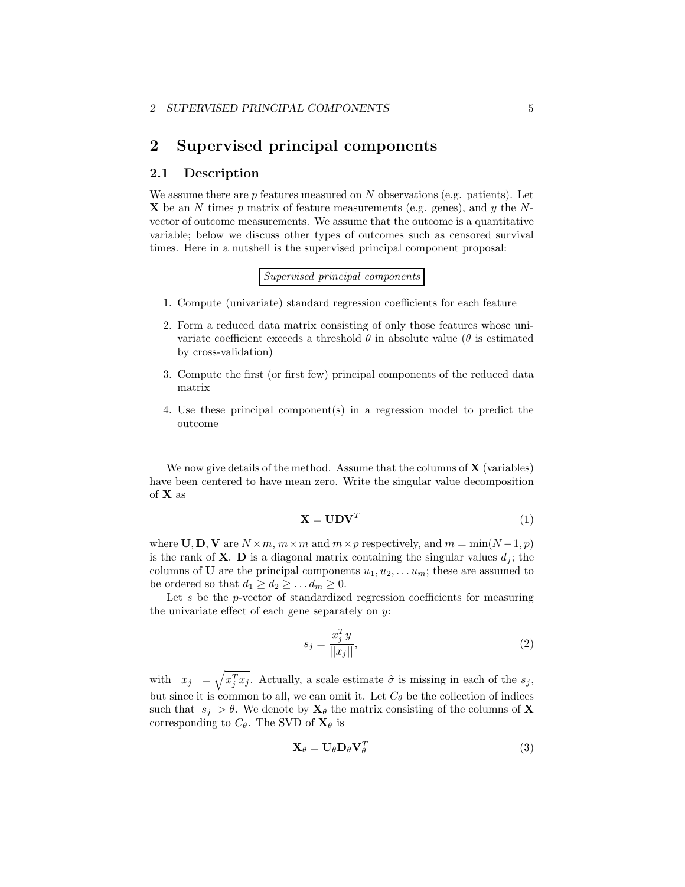# 2 Supervised principal components

## 2.1 Description

We assume there are $p$ features measured on $N$ observations (e.g. patients). Let $\mathbf{X}$ be an $N$ times $p$ matrix of feature measurements (e.g. genes), and $y$ the $N$-vector of outcome measurements. We assume that the outcome is a quantitative variable; below we discuss other types of outcomes such as censored survival times. Here in a nutshell is the supervised principal component proposal:

*Supervised principal components*

1. Compute (univariate) standard regression coefficients for each feature
2. Form a reduced data matrix consisting of only those features whose univariate coefficient exceeds a threshold $\theta$ in absolute value ($\theta$ is estimated by cross-validation)
3. Compute the first (or first few) principal components of the reduced data matrix
4. Use these principal component(s) in a regression model to predict the outcome

We now give details of the method. Assume that the columns of $\mathbf{X}$ (variables) have been centered to have mean zero. Write the singular value decomposition of $\mathbf{X}$ as

$$\mathbf{X} = \mathbf{U}\mathbf{D}\mathbf{V}^T \tag{1}$$

where $\mathbf{U}, \mathbf{D}, \mathbf{V}$ are $N \times m$, $m \times m$ and $m \times p$ respectively, and $m = \min(N-1, p)$ is the rank of $\mathbf{X}$. $\mathbf{D}$ is a diagonal matrix containing the singular values $d_j$; the columns of $\mathbf{U}$ are the principal components $u_1, u_2, \ldots u_m$; these are assumed to be ordered so that $d_1 \geq d_2 \geq \ldots d_m \geq 0$.

Let $s$ be the $p$-vector of standardized regression coefficients for measuring the univariate effect of each gene separately on $y$:

$$s_j = \frac{x_j^T y}{||x_j||}, \tag{2}$$

with $||x_j|| = \sqrt{x_j^T x_j}$. Actually, a scale estimate $\hat{\sigma}$ is missing in each of the $s_j$, but since it is common to all, we can omit it. Let $C_\theta$ be the collection of indices such that $|s_j| > \theta$. We denote by $\mathbf{X}_\theta$ the matrix consisting of the columns of $\mathbf{X}$ corresponding to $C_\theta$. The SVD of $\mathbf{X}_\theta$ is

$$\mathbf{X}_\theta = \mathbf{U}_\theta \mathbf{D}_\theta \mathbf{V}_\theta^T \tag{3}$$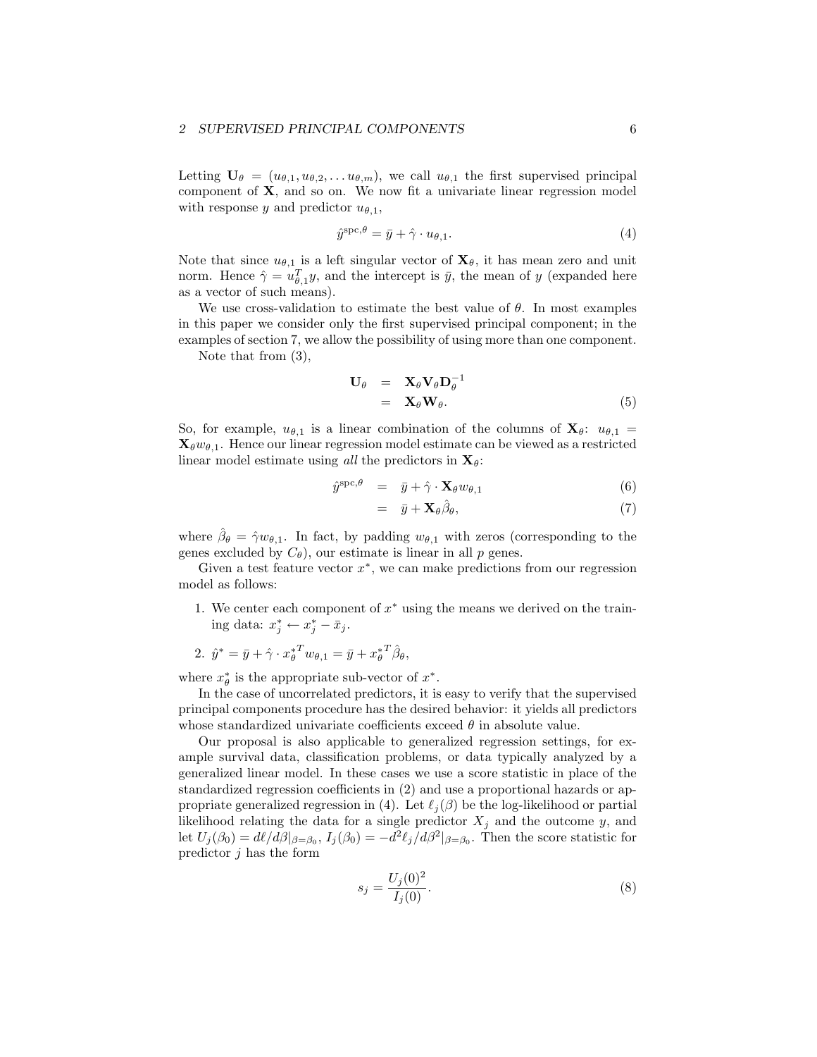Letting $\mathbf{U}_\theta = (u_{\theta,1}, u_{\theta,2}, \ldots u_{\theta,m})$, we call $u_{\theta,1}$ the first supervised principal component of $\mathbf{X}$, and so on. We now fit a univariate linear regression model with response $y$ and predictor $u_{\theta,1}$,

$$\hat{y}^{\text{spc},\theta} = \bar{y} + \hat{\gamma} \cdot u_{\theta,1}. \tag{4}$$

Note that since $u_{\theta,1}$ is a left singular vector of $\mathbf{X}_\theta$, it has mean zero and unit norm. Hence $\hat{\gamma} = u_{\theta,1}^T y$, and the intercept is $\bar{y}$, the mean of $y$ (expanded here as a vector of such means).

We use cross-validation to estimate the best value of $\theta$. In most examples in this paper we consider only the first supervised principal component; in the examples of section 7, we allow the possibility of using more than one component.

Note that from (3),

$$\begin{aligned} \mathbf{U}_\theta &= \mathbf{X}_\theta \mathbf{V}_\theta \mathbf{D}_\theta^{-1} \\ &= \mathbf{X}_\theta \mathbf{W}_\theta. \end{aligned} \tag{5}$$

So, for example, $u_{\theta,1}$ is a linear combination of the columns of $\mathbf{X}_\theta$: $u_{\theta,1} = \mathbf{X}_\theta w_{\theta,1}$. Hence our linear regression model estimate can be viewed as a restricted linear model estimate using *all* the predictors in $\mathbf{X}_\theta$:

$$\hat{y}^{\text{spc},\theta} = \bar{y} + \hat{\gamma} \cdot \mathbf{X}_\theta w_{\theta,1} \tag{6}$$

$$= \bar{y} + \mathbf{X}_\theta \hat{\beta}_\theta, \tag{7}$$

where $\hat{\beta}_\theta = \hat{\gamma} w_{\theta,1}$. In fact, by padding $w_{\theta,1}$ with zeros (corresponding to the genes excluded by $C_\theta$), our estimate is linear in all $p$ genes.

Given a test feature vector $x^*$, we can make predictions from our regression model as follows:

1. We center each component of $x^*$ using the means we derived on the training data: $x_j^* \leftarrow x_j^* - \bar{x}_j$.
2. $\hat{y}^* = \bar{y} + \hat{\gamma} \cdot {x_\theta^*}^T w_{\theta,1} = \bar{y} + {x_\theta^*}^T \hat{\beta}_\theta$,

where $x_\theta^*$ is the appropriate sub-vector of $x^*$.

In the case of uncorrelated predictors, it is easy to verify that the supervised principal components procedure has the desired behavior: it yields all predictors whose standardized univariate coefficients exceed $\theta$ in absolute value.

Our proposal is also applicable to generalized regression settings, for example survival data, classification problems, or data typically analyzed by a generalized linear model. In these cases we use a score statistic in place of the standardized regression coefficients in (2) and use a proportional hazards or appropriate generalized regression in (4). Let $\ell_j(\beta)$ be the log-likelihood or partial likelihood relating the data for a single predictor $X_j$ and the outcome $y$, and let $U_j(\beta_0) = d\ell/d\beta|_{\beta=\beta_0}$, $I_j(\beta_0) = -d^2\ell_j/d\beta^2|_{\beta=\beta_0}$. Then the score statistic for predictor $j$ has the form

$$s_j = \frac{U_j(0)^2}{I_j(0)}. \tag{8}$$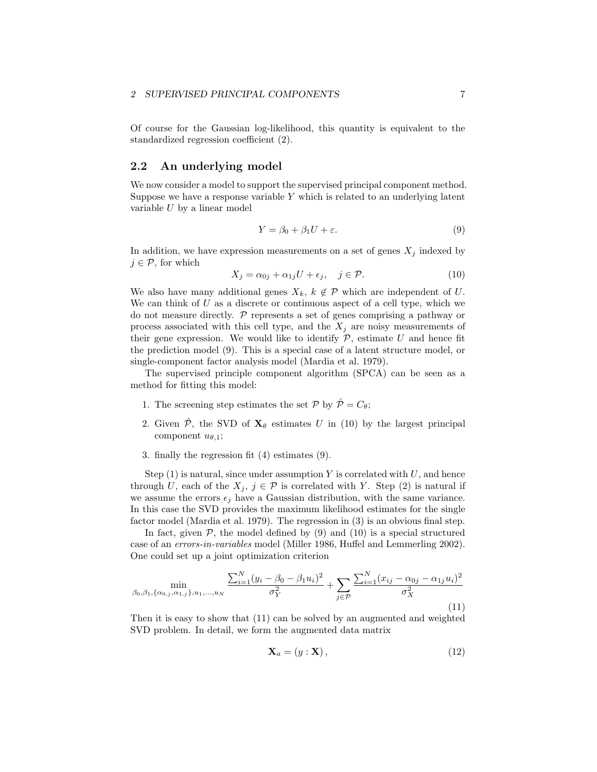Of course for the Gaussian log-likelihood, this quantity is equivalent to the standardized regression coefficient (2).

## 2.2 An underlying model

We now consider a model to support the supervised principal component method. Suppose we have a response variable $Y$ which is related to an underlying latent variable $U$ by a linear model

$$Y = \beta_0 + \beta_1 U + \varepsilon. \tag{9}$$

In addition, we have expression measurements on a set of genes $X_j$ indexed by $j \in \mathcal{P}$, for which

$$X_j = \alpha_{0j} + \alpha_{1j} U + \epsilon_j, \quad j \in \mathcal{P}. \tag{10}$$

We also have many additional genes $X_k$, $k \notin \mathcal{P}$ which are independent of $U$. We can think of $U$ as a discrete or continuous aspect of a cell type, which we do not measure directly. $\mathcal{P}$ represents a set of genes comprising a pathway or process associated with this cell type, and the $X_j$ are noisy measurements of their gene expression. We would like to identify $\mathcal{P}$, estimate $U$ and hence fit the prediction model (9). This is a special case of a latent structure model, or single-component factor analysis model (Mardia et al. 1979).

The supervised principle component algorithm (SPCA) can be seen as a method for fitting this model:

1. The screening step estimates the set $\mathcal{P}$ by $\hat{\mathcal{P}} = C_\theta$;
2. Given $\hat{\mathcal{P}}$, the SVD of $\mathbf{X}_\theta$ estimates $U$ in (10) by the largest principal component $u_{\theta,1}$;
3. finally the regression fit (4) estimates (9).

Step (1) is natural, since under assumption $Y$ is correlated with $U$, and hence through $U$, each of the $X_j$, $j \in \mathcal{P}$ is correlated with $Y$. Step (2) is natural if we assume the errors $\epsilon_j$ have a Gaussian distribution, with the same variance. In this case the SVD provides the maximum likelihood estimates for the single factor model (Mardia et al. 1979). The regression in (3) is an obvious final step.

In fact, given $\mathcal{P}$, the model defined by (9) and (10) is a special structured case of an *errors-in-variables* model (Miller 1986, Huffel and Lemmerling 2002). One could set up a joint optimization criterion

$$\min_{\beta_0,\beta_1,\{\alpha_{0,j},\alpha_{1,j}\},u_1,\ldots,u_N} \frac{\sum_{i=1}^N (y_i - \beta_0 - \beta_1 u_i)^2}{\sigma_Y^2} + \sum_{j \in \mathcal{P}} \frac{\sum_{i=1}^N (x_{ij} - \alpha_{0j} - \alpha_{1j} u_i)^2}{\sigma_X^2} \tag{11}$$

Then it is easy to show that (11) can be solved by an augmented and weighted SVD problem. In detail, we form the augmented data matrix

$$\mathbf{X}_a = (y : \mathbf{X}), \tag{12}$$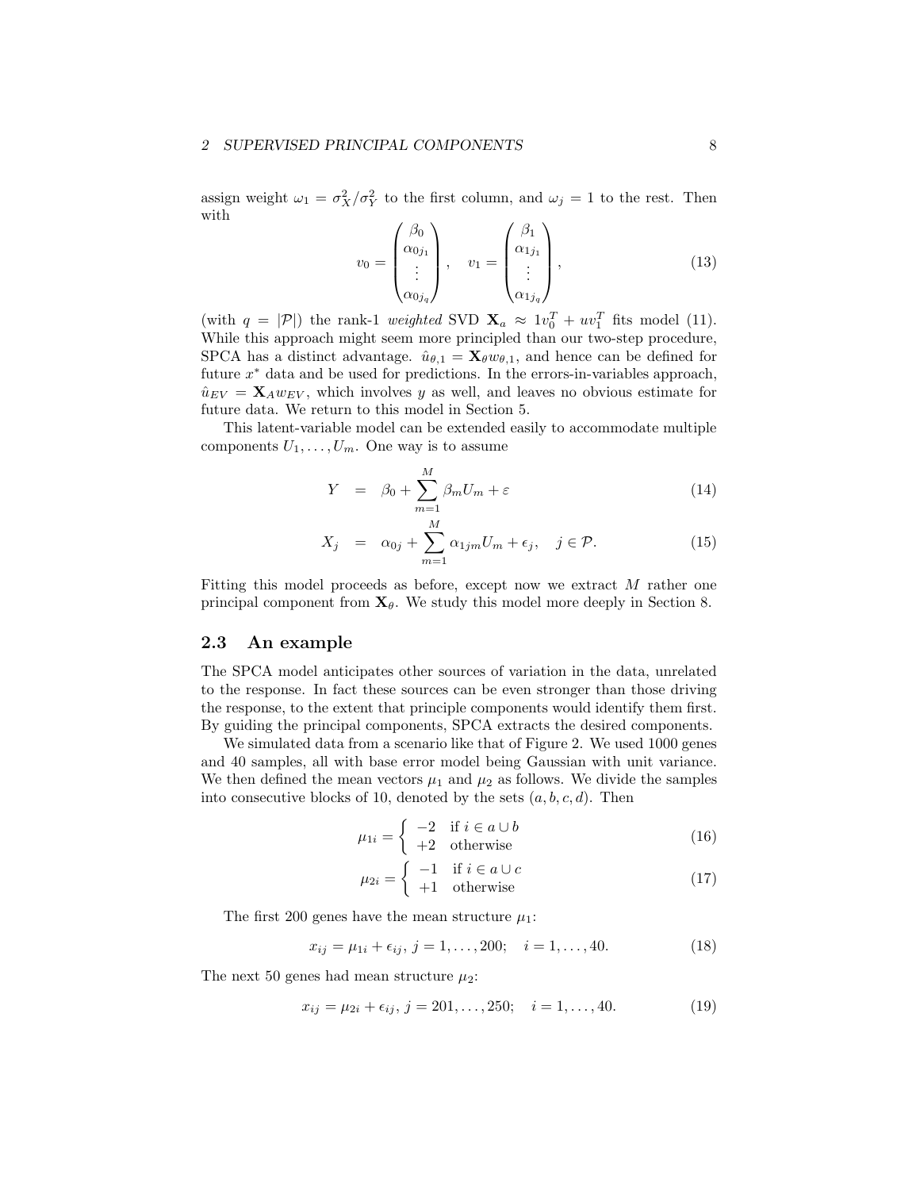assign weight $\omega_1 = \sigma_X^2/\sigma_Y^2$ to the first column, and $\omega_j = 1$ to the rest. Then with

$$v_0 = \begin{pmatrix} \beta_0 \\ \alpha_{0j_1} \\ \vdots \\ \alpha_{0j_q} \end{pmatrix}, \quad v_1 = \begin{pmatrix} \beta_1 \\ \alpha_{1j_1} \\ \vdots \\ \alpha_{1j_q} \end{pmatrix}, \tag{13}$$

(with $q = |\mathcal{P}|$) the rank-1 *weighted* SVD $\mathbf{X}_a \approx 1v_0^T + uv_1^T$ fits model (11). While this approach might seem more principled than our two-step procedure, SPCA has a distinct advantage. $\hat{u}_{\theta,1} = \mathbf{X}_\theta w_{\theta,1}$, and hence can be defined for future $x^*$ data and be used for predictions. In the errors-in-variables approach, $\hat{u}_{EV} = \mathbf{X}_A w_{EV}$, which involves $y$ as well, and leaves no obvious estimate for future data. We return to this model in Section 5.

This latent-variable model can be extended easily to accommodate multiple components $U_1, \ldots, U_m$. One way is to assume

$$Y = \beta_0 + \sum_{m=1}^{M} \beta_m U_m + \varepsilon \tag{14}$$

$$X_j = \alpha_{0j} + \sum_{m=1}^{M} \alpha_{1jm} U_m + \epsilon_j, \quad j \in \mathcal{P}. \tag{15}$$

Fitting this model proceeds as before, except now we extract $M$ rather one principal component from $\mathbf{X}_\theta$. We study this model more deeply in Section 8.

## 2.3 An example

The SPCA model anticipates other sources of variation in the data, unrelated to the response. In fact these sources can be even stronger than those driving the response, to the extent that principle components would identify them first. By guiding the principal components, SPCA extracts the desired components.

We simulated data from a scenario like that of Figure 2. We used 1000 genes and 40 samples, all with base error model being Gaussian with unit variance. We then defined the mean vectors $\mu_1$ and $\mu_2$ as follows. We divide the samples into consecutive blocks of 10, denoted by the sets $(a, b, c, d)$. Then

$$\mu_{1i} = \begin{cases} -2 & \text{if } i \in a \cup b \\ +2 & \text{otherwise} \end{cases} \tag{16}$$

$$\mu_{2i} = \begin{cases} -1 & \text{if } i \in a \cup c \\ +1 & \text{otherwise} \end{cases} \tag{17}$$

The first 200 genes have the mean structure $\mu_1$:

$$x_{ij} = \mu_{1i} + \epsilon_{ij},\ j = 1, \ldots, 200; \quad i = 1, \ldots, 40. \tag{18}$$

The next 50 genes had mean structure $\mu_2$:

$$x_{ij} = \mu_{2i} + \epsilon_{ij},\ j = 201, \ldots, 250; \quad i = 1, \ldots, 40. \tag{19}$$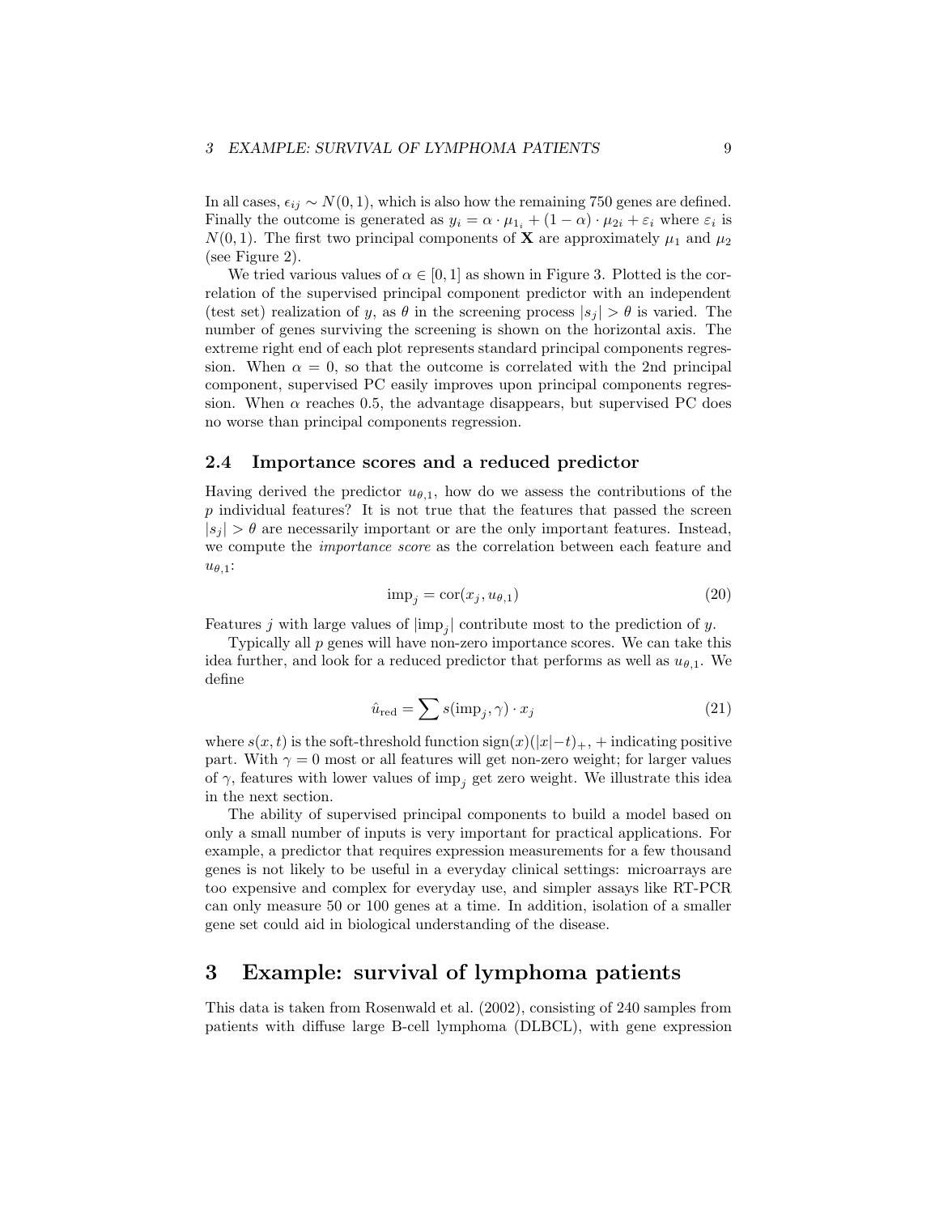In all cases, $\epsilon_{ij} \sim N(0, 1)$, which is also how the remaining 750 genes are defined. Finally the outcome is generated as $y_i = \alpha \cdot \mu_{1_i} + (1 - \alpha) \cdot \mu_{2i} + \varepsilon_i$ where $\varepsilon_i$ is $N(0, 1)$. The first two principal components of $\mathbf{X}$ are approximately $\mu_1$ and $\mu_2$ (see Figure 2).

We tried various values of $\alpha \in [0, 1]$ as shown in Figure 3. Plotted is the correlation of the supervised principal component predictor with an independent (test set) realization of $y$, as $\theta$ in the screening process $|s_j| > \theta$ is varied. The number of genes surviving the screening is shown on the horizontal axis. The extreme right end of each plot represents standard principal components regression. When $\alpha = 0$, so that the outcome is correlated with the 2nd principal component, supervised PC easily improves upon principal components regression. When $\alpha$ reaches 0.5, the advantage disappears, but supervised PC does no worse than principal components regression.

### 2.4 Importance scores and a reduced predictor

Having derived the predictor $u_{\theta,1}$, how do we assess the contributions of the $p$ individual features? It is not true that the features that passed the screen $|s_j| > \theta$ are necessarily important or are the only important features. Instead, we compute the *importance score* as the correlation between each feature and $u_{\theta,1}$:

$$\text{imp}_j = \text{cor}(x_j, u_{\theta,1}) \tag{20}$$

Features $j$ with large values of $|\text{imp}_j|$ contribute most to the prediction of $y$.

Typically all $p$ genes will have non-zero importance scores. We can take this idea further, and look for a reduced predictor that performs as well as $u_{\theta,1}$. We define

$$\hat{u}_{\text{red}} = \sum s(\text{imp}_j, \gamma) \cdot x_j \tag{21}$$

where $s(x, t)$ is the soft-threshold function $\text{sign}(x)(|x| - t)_+$, $+$ indicating positive part. With $\gamma = 0$ most or all features will get non-zero weight; for larger values of $\gamma$, features with lower values of $\text{imp}_j$ get zero weight. We illustrate this idea in the next section.

The ability of supervised principal components to build a model based on only a small number of inputs is very important for practical applications. For example, a predictor that requires expression measurements for a few thousand genes is not likely to be useful in a everyday clinical settings: microarrays are too expensive and complex for everyday use, and simpler assays like RT-PCR can only measure 50 or 100 genes at a time. In addition, isolation of a smaller gene set could aid in biological understanding of the disease.

## 3 Example: survival of lymphoma patients

This data is taken from Rosenwald et al. (2002), consisting of 240 samples from patients with diffuse large B-cell lymphoma (DLBCL), with gene expression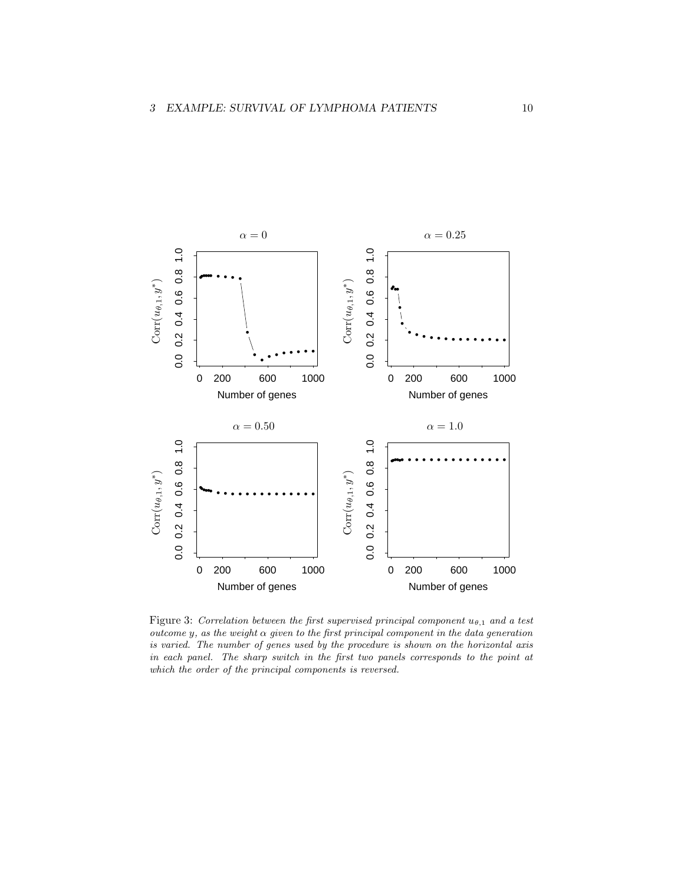Figure 3: *Correlation between the first supervised principal component $u_{\theta,1}$ and a test outcome $y$, as the weight $\alpha$ given to the first principal component in the data generation is varied. The number of genes used by the procedure is shown on the horizontal axis in each panel. The sharp switch in the first two panels corresponds to the point at which the order of the principal components is reversed.*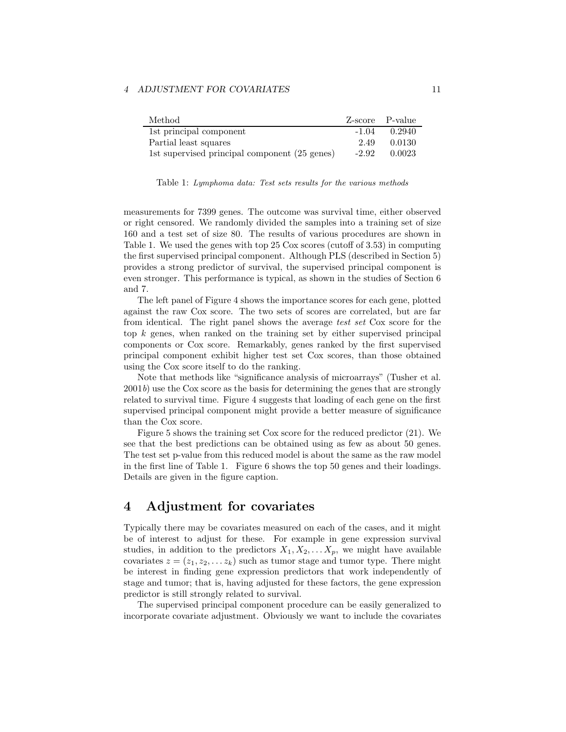| Method | Z-score | P-value |
|---|---|---|
| 1st principal component | -1.04 | 0.2940 |
| Partial least squares | 2.49 | 0.0130 |
| 1st supervised principal component (25 genes) | -2.92 | 0.0023 |

Table 1: *Lymphoma data: Test sets results for the various methods*

measurements for 7399 genes. The outcome was survival time, either observed or right censored. We randomly divided the samples into a training set of size 160 and a test set of size 80. The results of various procedures are shown in Table 1. We used the genes with top 25 Cox scores (cutoff of 3.53) in computing the first supervised principal component. Although PLS (described in Section 5) provides a strong predictor of survival, the supervised principal component is even stronger. This performance is typical, as shown in the studies of Section 6 and 7.

The left panel of Figure 4 shows the importance scores for each gene, plotted against the raw Cox score. The two sets of scores are correlated, but are far from identical. The right panel shows the average *test set* Cox score for the top $k$ genes, when ranked on the training set by either supervised principal components or Cox score. Remarkably, genes ranked by the first supervised principal component exhibit higher test set Cox scores, than those obtained using the Cox score itself to do the ranking.

Note that methods like "significance analysis of microarrays" (Tusher et al. 2001*b*) use the Cox score as the basis for determining the genes that are strongly related to survival time. Figure 4 suggests that loading of each gene on the first supervised principal component might provide a better measure of significance than the Cox score.

Figure 5 shows the training set Cox score for the reduced predictor (21). We see that the best predictions can be obtained using as few as about 50 genes. The test set p-value from this reduced model is about the same as the raw model in the first line of Table 1. Figure 6 shows the top 50 genes and their loadings. Details are given in the figure caption.

# 4 Adjustment for covariates

Typically there may be covariates measured on each of the cases, and it might be of interest to adjust for these. For example in gene expression survival studies, in addition to the predictors $X_1, X_2, \ldots X_p$, we might have available covariates $z = (z_1, z_2, \ldots z_k)$ such as tumor stage and tumor type. There might be interest in finding gene expression predictors that work independently of stage and tumor; that is, having adjusted for these factors, the gene expression predictor is still strongly related to survival.

The supervised principal component procedure can be easily generalized to incorporate covariate adjustment. Obviously we want to include the covariates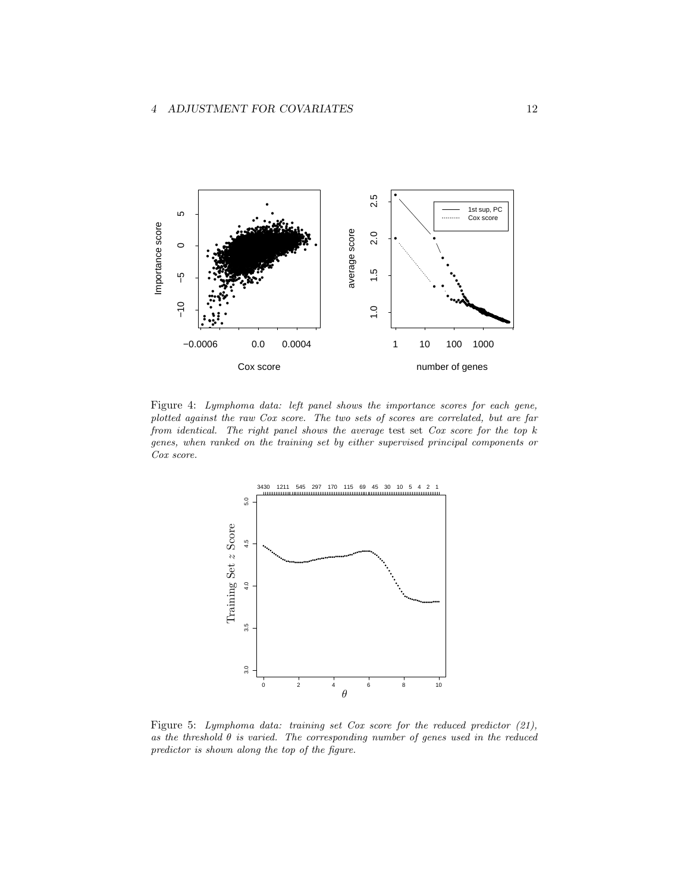Figure 4: *Lymphoma data: left panel shows the importance scores for each gene, plotted against the raw Cox score. The two sets of scores are correlated, but are far from identical. The right panel shows the average* test set *Cox score for the top $k$ genes, when ranked on the training set by either supervised principal components or Cox score.*

Figure 5: *Lymphoma data: training set Cox score for the reduced predictor (21), as the threshold $\theta$ is varied. The corresponding number of genes used in the reduced predictor is shown along the top of the figure.*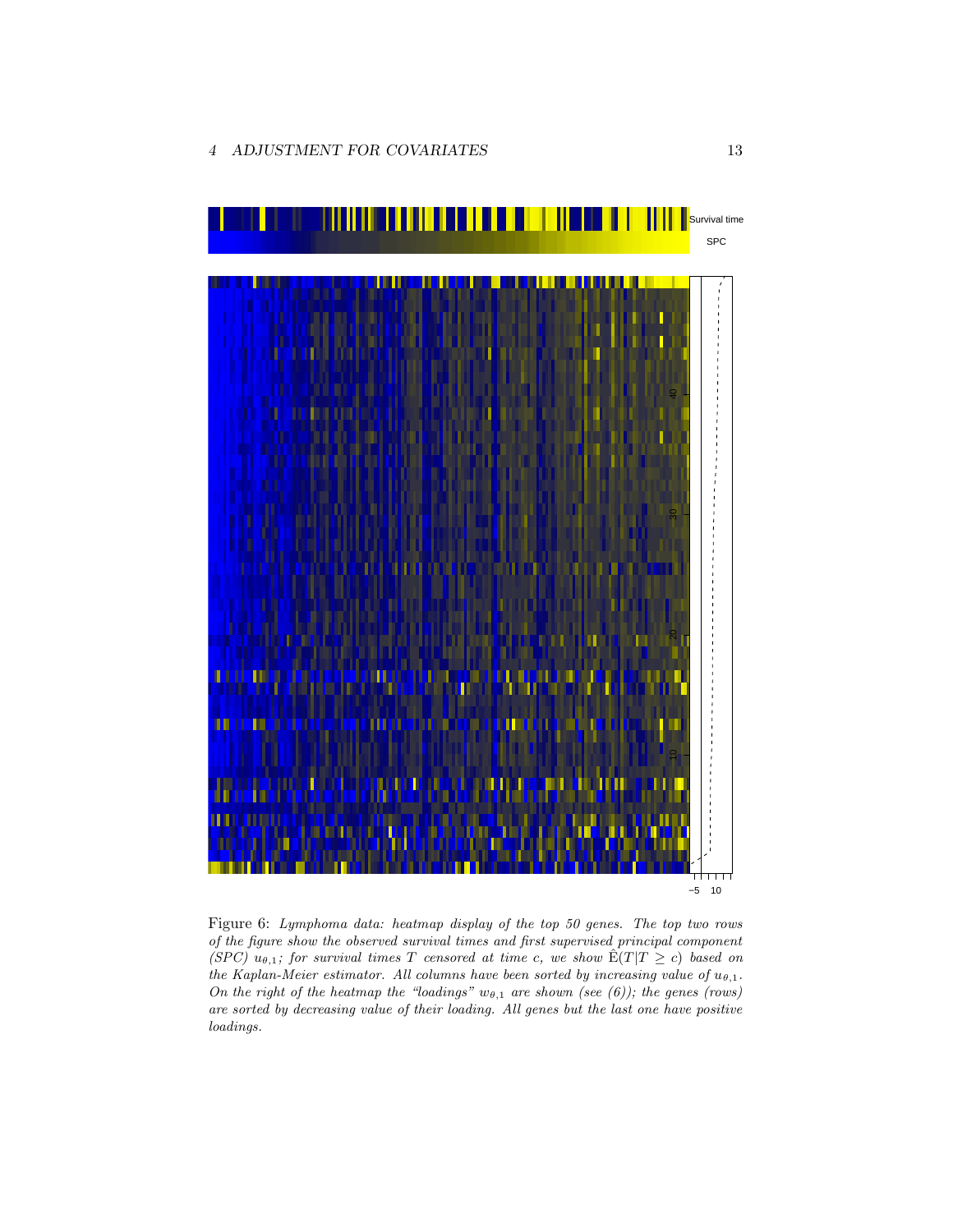Figure 6: *Lymphoma data: heatmap display of the top 50 genes. The top two rows of the figure show the observed survival times and first supervised principal component (SPC) $u_{\theta,1}$; for survival times $T$ censored at time $c$, we show $\hat{\mathrm{E}}(T|T \geq c)$ based on the Kaplan-Meier estimator. All columns have been sorted by increasing value of $u_{\theta,1}$. On the right of the heatmap the "loadings" $w_{\theta,1}$ are shown (see (6)); the genes (rows) are sorted by decreasing value of their loading. All genes but the last one have positive loadings.*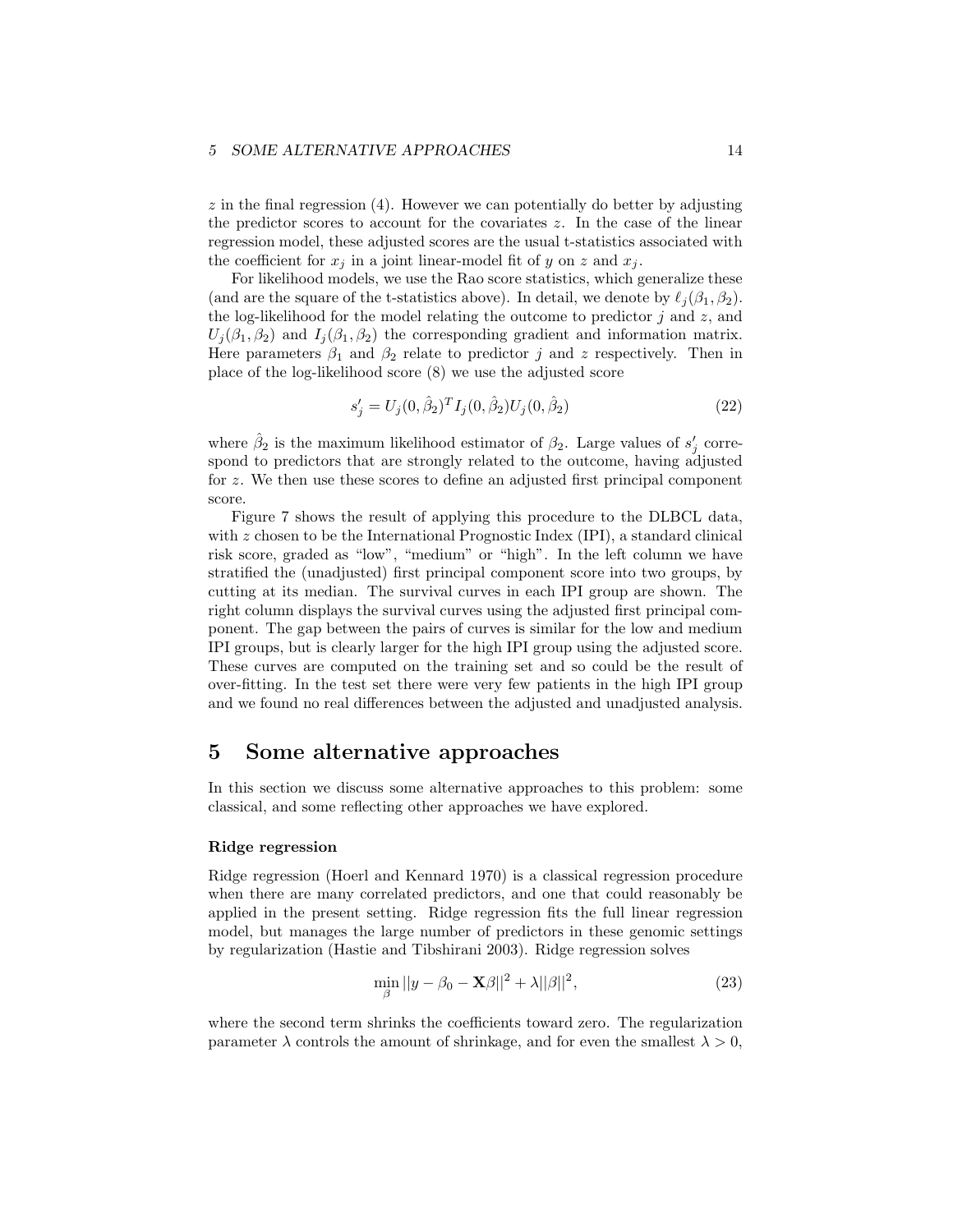$z$ in the final regression (4). However we can potentially do better by adjusting the predictor scores to account for the covariates $z$. In the case of the linear regression model, these adjusted scores are the usual t-statistics associated with the coefficient for $x_j$ in a joint linear-model fit of $y$ on $z$ and $x_j$.

For likelihood models, we use the Rao score statistics, which generalize these (and are the square of the t-statistics above). In detail, we denote by $\ell_j(\beta_1, \beta_2)$. the log-likelihood for the model relating the outcome to predictor $j$ and $z$, and $U_j(\beta_1, \beta_2)$ and $I_j(\beta_1, \beta_2)$ the corresponding gradient and information matrix. Here parameters $\beta_1$ and $\beta_2$ relate to predictor $j$ and $z$ respectively. Then in place of the log-likelihood score (8) we use the adjusted score

$$s'_j = U_j(0, \hat{\beta}_2)^T I_j(0, \hat{\beta}_2) U_j(0, \hat{\beta}_2) \tag{22}$$

where $\hat{\beta}_2$ is the maximum likelihood estimator of $\beta_2$. Large values of $s'_j$ correspond to predictors that are strongly related to the outcome, having adjusted for $z$. We then use these scores to define an adjusted first principal component score.

Figure 7 shows the result of applying this procedure to the DLBCL data, with $z$ chosen to be the International Prognostic Index (IPI), a standard clinical risk score, graded as "low", "medium" or "high". In the left column we have stratified the (unadjusted) first principal component score into two groups, by cutting at its median. The survival curves in each IPI group are shown. The right column displays the survival curves using the adjusted first principal component. The gap between the pairs of curves is similar for the low and medium IPI groups, but is clearly larger for the high IPI group using the adjusted score. These curves are computed on the training set and so could be the result of over-fitting. In the test set there were very few patients in the high IPI group and we found no real differences between the adjusted and unadjusted analysis.

# 5 Some alternative approaches

In this section we discuss some alternative approaches to this problem: some classical, and some reflecting other approaches we have explored.

**Ridge regression**

Ridge regression (Hoerl and Kennard 1970) is a classical regression procedure when there are many correlated predictors, and one that could reasonably be applied in the present setting. Ridge regression fits the full linear regression model, but manages the large number of predictors in these genomic settings by regularization (Hastie and Tibshirani 2003). Ridge regression solves

$$\min_{\beta} ||y - \beta_0 - \mathbf{X}\beta||^2 + \lambda||\beta||^2, \tag{23}$$

where the second term shrinks the coefficients toward zero. The regularization parameter $\lambda$ controls the amount of shrinkage, and for even the smallest $\lambda > 0$,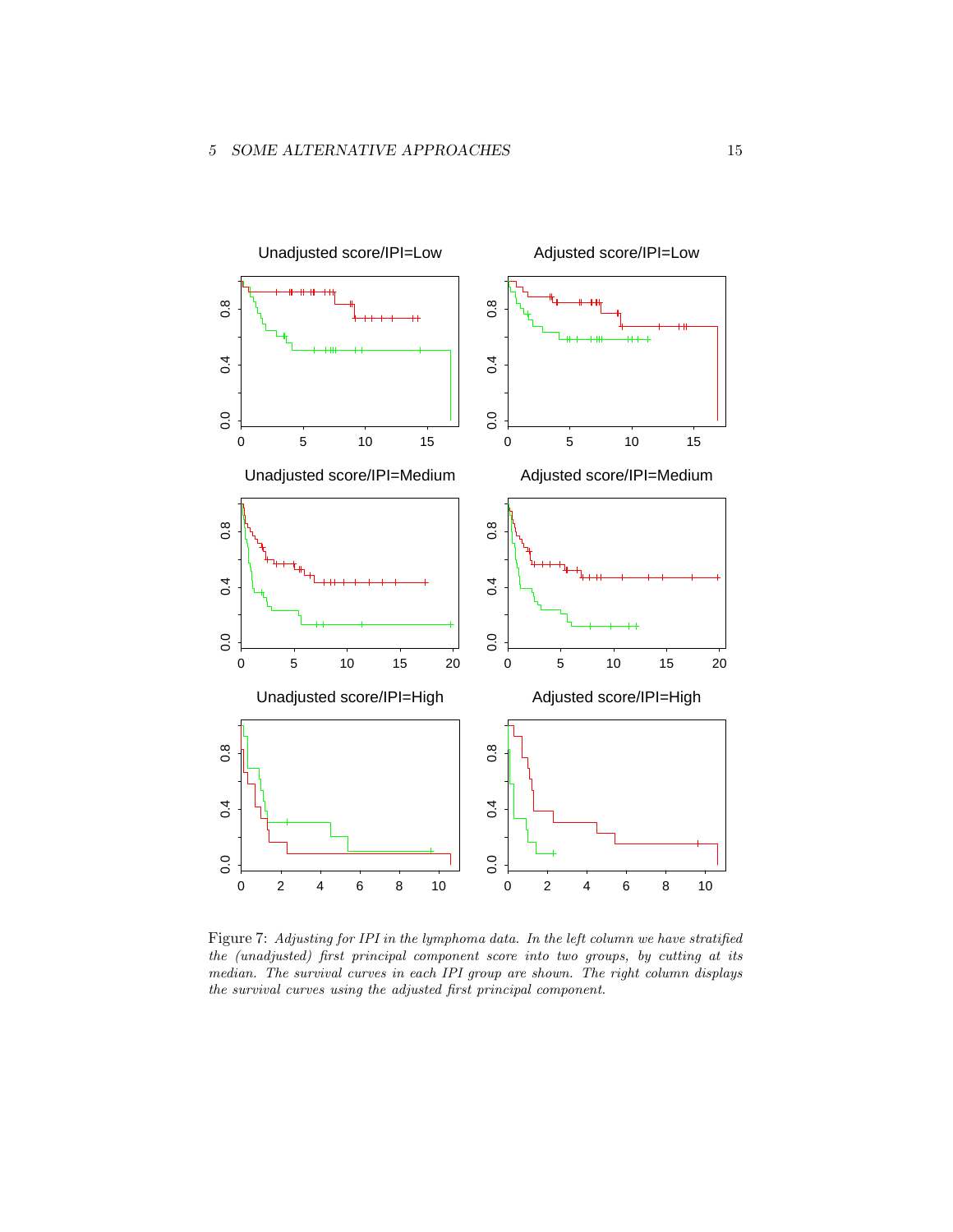Unadjusted score/IPI=Low

Adjusted score/IPI=Low

Unadjusted score/IPI=Medium

Adjusted score/IPI=Medium

Unadjusted score/IPI=High

Adjusted score/IPI=High

Figure 7: *Adjusting for IPI in the lymphoma data. In the left column we have stratified the (unadjusted) first principal component score into two groups, by cutting at its median. The survival curves in each IPI group are shown. The right column displays the survival curves using the adjusted first principal component.*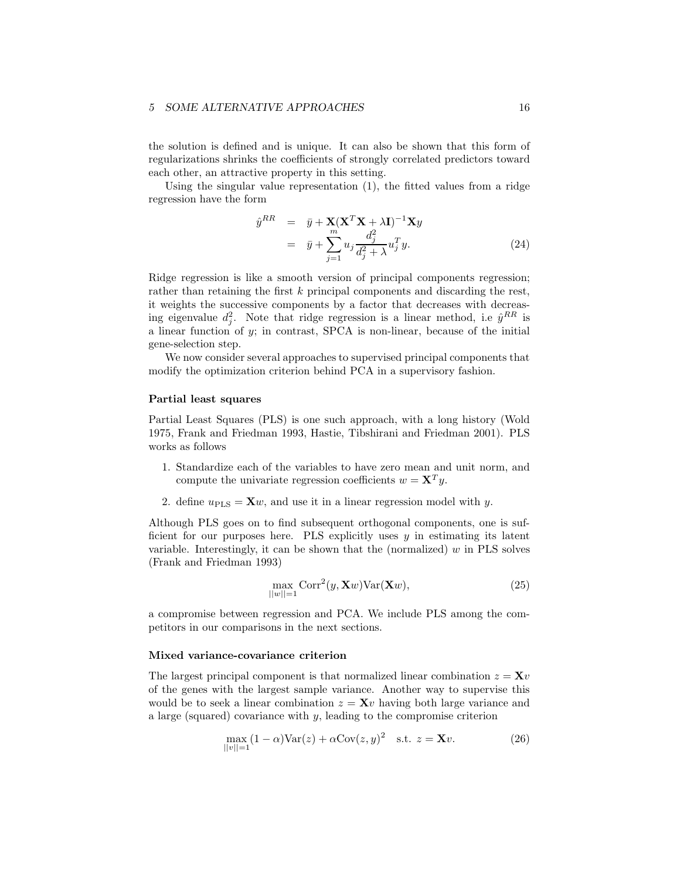the solution is defined and is unique. It can also be shown that this form of regularizations shrinks the coefficients of strongly correlated predictors toward each other, an attractive property in this setting.

Using the singular value representation (1), the fitted values from a ridge regression have the form

$$
\begin{aligned}
\hat{y}^{RR} &= \bar{y} + \mathbf{X}(\mathbf{X}^T\mathbf{X} + \lambda\mathbf{I})^{-1}\mathbf{X}y \\
&= \bar{y} + \sum_{j=1}^{m} u_j \frac{d_j^2}{d_j^2 + \lambda} u_j^T y. \qquad (24)
\end{aligned}
$$

Ridge regression is like a smooth version of principal components regression; rather than retaining the first $k$ principal components and discarding the rest, it weights the successive components by a factor that decreases with decreasing eigenvalue $d_j^2$. Note that ridge regression is a linear method, i.e $\hat{y}^{RR}$ is a linear function of $y$; in contrast, SPCA is non-linear, because of the initial gene-selection step.

We now consider several approaches to supervised principal components that modify the optimization criterion behind PCA in a supervisory fashion.

### Partial least squares

Partial Least Squares (PLS) is one such approach, with a long history (Wold 1975, Frank and Friedman 1993, Hastie, Tibshirani and Friedman 2001). PLS works as follows

1. Standardize each of the variables to have zero mean and unit norm, and compute the univariate regression coefficients $w = \mathbf{X}^T y$.
2. define $u_{\text{PLS}} = \mathbf{X}w$, and use it in a linear regression model with $y$.

Although PLS goes on to find subsequent orthogonal components, one is sufficient for our purposes here. PLS explicitly uses $y$ in estimating its latent variable. Interestingly, it can be shown that the (normalized) $w$ in PLS solves (Frank and Friedman 1993)

$$
\max_{||w||=1} \text{Corr}^2(y, \mathbf{X}w)\text{Var}(\mathbf{X}w), \qquad (25)
$$

a compromise between regression and PCA. We include PLS among the competitors in our comparisons in the next sections.

### Mixed variance-covariance criterion

The largest principal component is that normalized linear combination $z = \mathbf{X}v$ of the genes with the largest sample variance. Another way to supervise this would be to seek a linear combination $z = \mathbf{X}v$ having both large variance and a large (squared) covariance with $y$, leading to the compromise criterion

$$
\max_{||v||=1} (1-\alpha)\text{Var}(z) + \alpha\text{Cov}(z, y)^2 \quad \text{s.t. } z = \mathbf{X}v. \qquad (26)
$$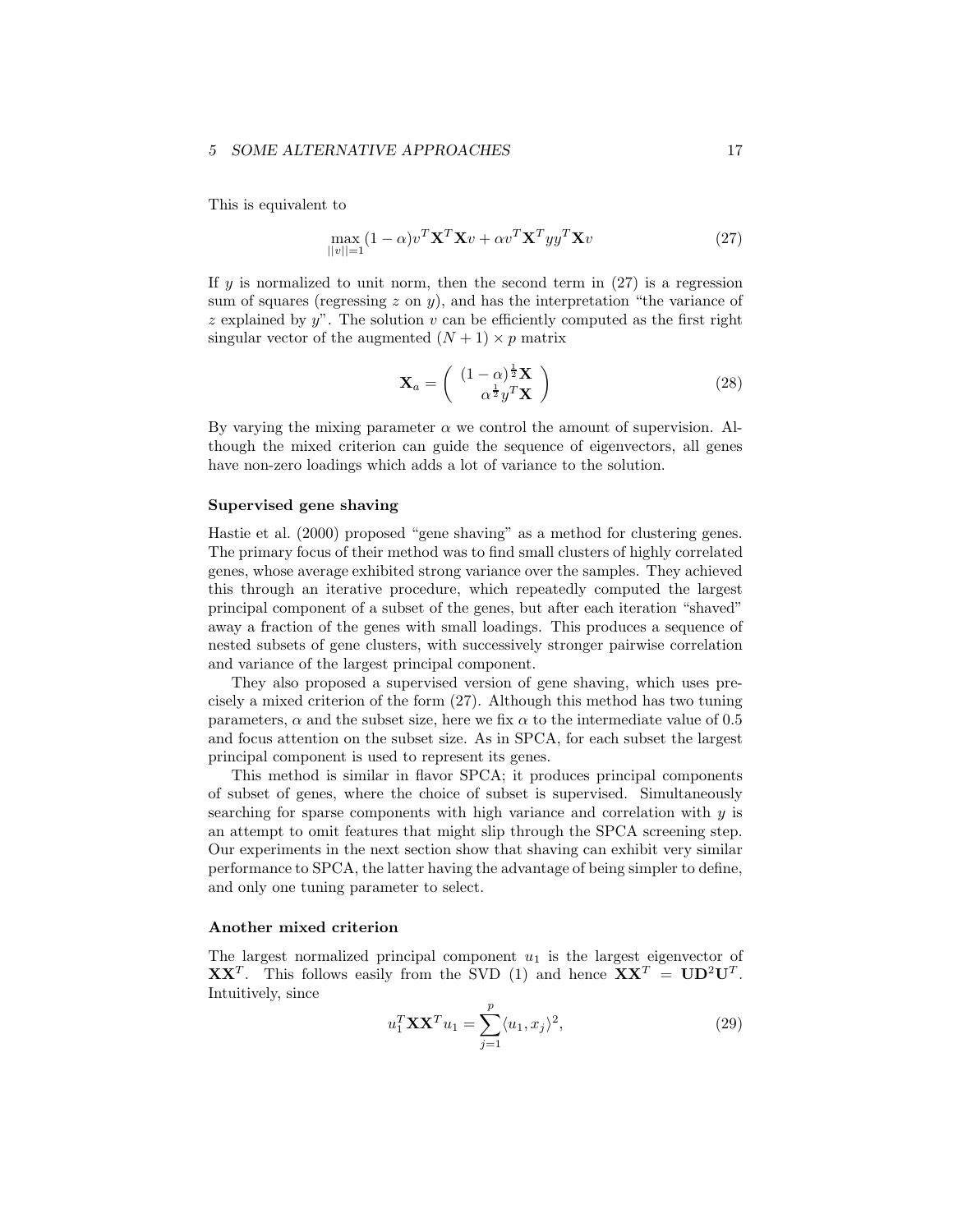This is equivalent to

$$\max_{||v||=1} (1-\alpha)v^T\mathbf{X}^T\mathbf{X}v + \alpha v^T\mathbf{X}^T yy^T\mathbf{X}v \tag{27}$$

If $y$ is normalized to unit norm, then the second term in (27) is a regression sum of squares (regressing $z$ on $y$), and has the interpretation "the variance of $z$ explained by $y$". The solution $v$ can be efficiently computed as the first right singular vector of the augmented $(N+1) \times p$ matrix

$$\mathbf{X}_a = \begin{pmatrix} (1-\alpha)^{\frac{1}{2}}\mathbf{X} \\ \alpha^{\frac{1}{2}}y^T\mathbf{X} \end{pmatrix} \tag{28}$$

By varying the mixing parameter $\alpha$ we control the amount of supervision. Although the mixed criterion can guide the sequence of eigenvectors, all genes have non-zero loadings which adds a lot of variance to the solution.

### Supervised gene shaving

Hastie et al. (2000) proposed "gene shaving" as a method for clustering genes. The primary focus of their method was to find small clusters of highly correlated genes, whose average exhibited strong variance over the samples. They achieved this through an iterative procedure, which repeatedly computed the largest principal component of a subset of the genes, but after each iteration "shaved" away a fraction of the genes with small loadings. This produces a sequence of nested subsets of gene clusters, with successively stronger pairwise correlation and variance of the largest principal component.

They also proposed a supervised version of gene shaving, which uses precisely a mixed criterion of the form (27). Although this method has two tuning parameters, $\alpha$ and the subset size, here we fix $\alpha$ to the intermediate value of 0.5 and focus attention on the subset size. As in SPCA, for each subset the largest principal component is used to represent its genes.

This method is similar in flavor SPCA; it produces principal components of subset of genes, where the choice of subset is supervised. Simultaneously searching for sparse components with high variance and correlation with $y$ is an attempt to omit features that might slip through the SPCA screening step. Our experiments in the next section show that shaving can exhibit very similar performance to SPCA, the latter having the advantage of being simpler to define, and only one tuning parameter to select.

### Another mixed criterion

The largest normalized principal component $u_1$ is the largest eigenvector of $\mathbf{X}\mathbf{X}^T$. This follows easily from the SVD (1) and hence $\mathbf{X}\mathbf{X}^T = \mathbf{U}\mathbf{D}^2\mathbf{U}^T$. Intuitively, since

$$u_1^T\mathbf{X}\mathbf{X}^T u_1 = \sum_{j=1}^{p} \langle u_1, x_j \rangle^2, \tag{29}$$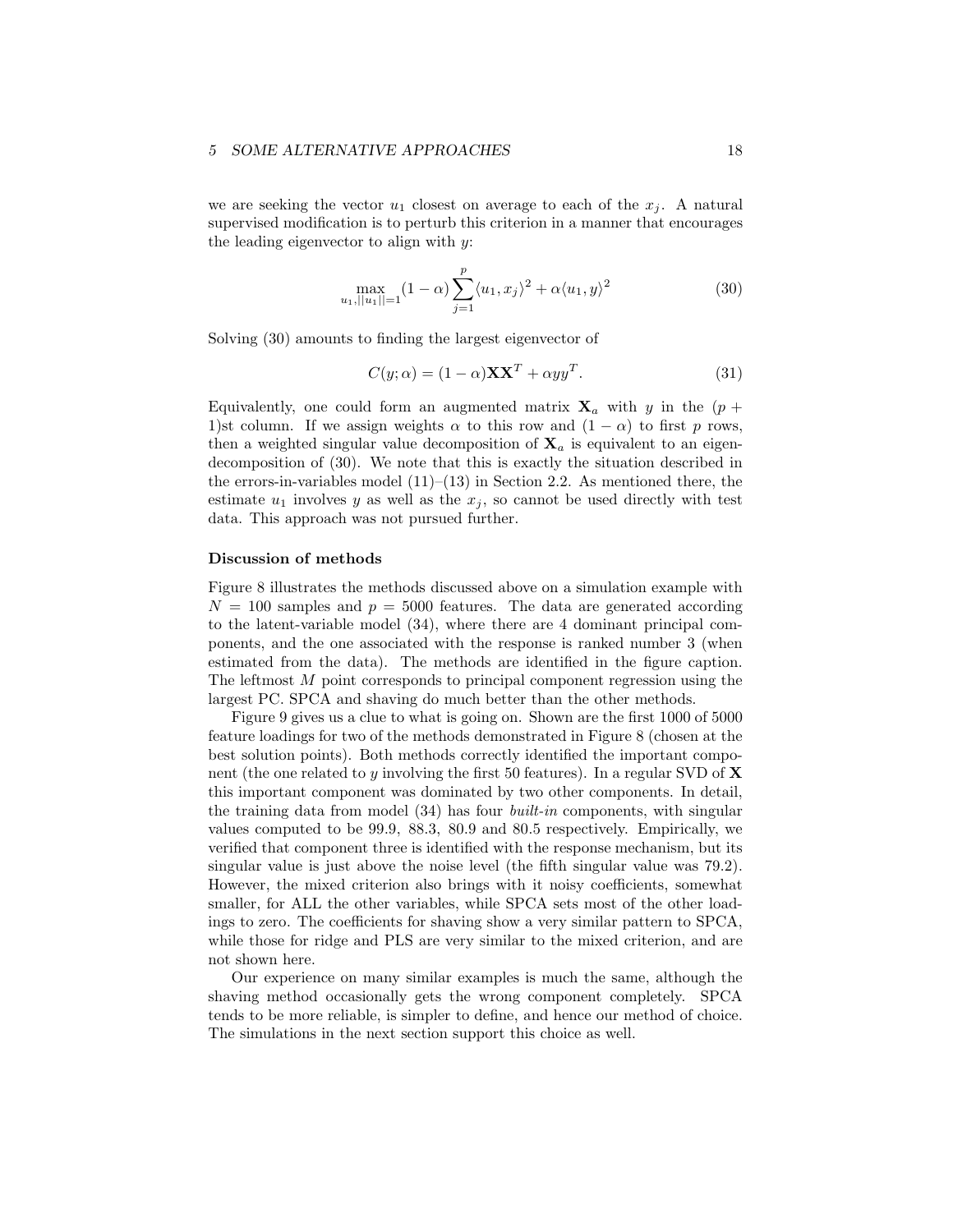we are seeking the vector $u_1$ closest on average to each of the $x_j$. A natural supervised modification is to perturb this criterion in a manner that encourages the leading eigenvector to align with $y$:

$$\max_{u_1, ||u_1||=1} (1-\alpha) \sum_{j=1}^{p} \langle u_1, x_j \rangle^2 + \alpha \langle u_1, y \rangle^2 \tag{30}$$

Solving (30) amounts to finding the largest eigenvector of

$$C(y; \alpha) = (1-\alpha)\mathbf{X}\mathbf{X}^T + \alpha y y^T. \tag{31}$$

Equivalently, one could form an augmented matrix $\mathbf{X}_a$ with $y$ in the $(p+1)$st column. If we assign weights $\alpha$ to this row and $(1-\alpha)$ to first $p$ rows, then a weighted singular value decomposition of $\mathbf{X}_a$ is equivalent to an eigen-decomposition of (30). We note that this is exactly the situation described in the errors-in-variables model (11)–(13) in Section 2.2. As mentioned there, the estimate $u_1$ involves $y$ as well as the $x_j$, so cannot be used directly with test data. This approach was not pursued further.

**Discussion of methods**

Figure 8 illustrates the methods discussed above on a simulation example with $N = 100$ samples and $p = 5000$ features. The data are generated according to the latent-variable model (34), where there are 4 dominant principal components, and the one associated with the response is ranked number 3 (when estimated from the data). The methods are identified in the figure caption. The leftmost $M$ point corresponds to principal component regression using the largest PC. SPCA and shaving do much better than the other methods.

Figure 9 gives us a clue to what is going on. Shown are the first 1000 of 5000 feature loadings for two of the methods demonstrated in Figure 8 (chosen at the best solution points). Both methods correctly identified the important component (the one related to $y$ involving the first 50 features). In a regular SVD of $\mathbf{X}$ this important component was dominated by two other components. In detail, the training data from model (34) has four *built-in* components, with singular values computed to be 99.9, 88.3, 80.9 and 80.5 respectively. Empirically, we verified that component three is identified with the response mechanism, but its singular value is just above the noise level (the fifth singular value was 79.2). However, the mixed criterion also brings with it noisy coefficients, somewhat smaller, for ALL the other variables, while SPCA sets most of the other loadings to zero. The coefficients for shaving show a very similar pattern to SPCA, while those for ridge and PLS are very similar to the mixed criterion, and are not shown here.

Our experience on many similar examples is much the same, although the shaving method occasionally gets the wrong component completely. SPCA tends to be more reliable, is simpler to define, and hence our method of choice. The simulations in the next section support this choice as well.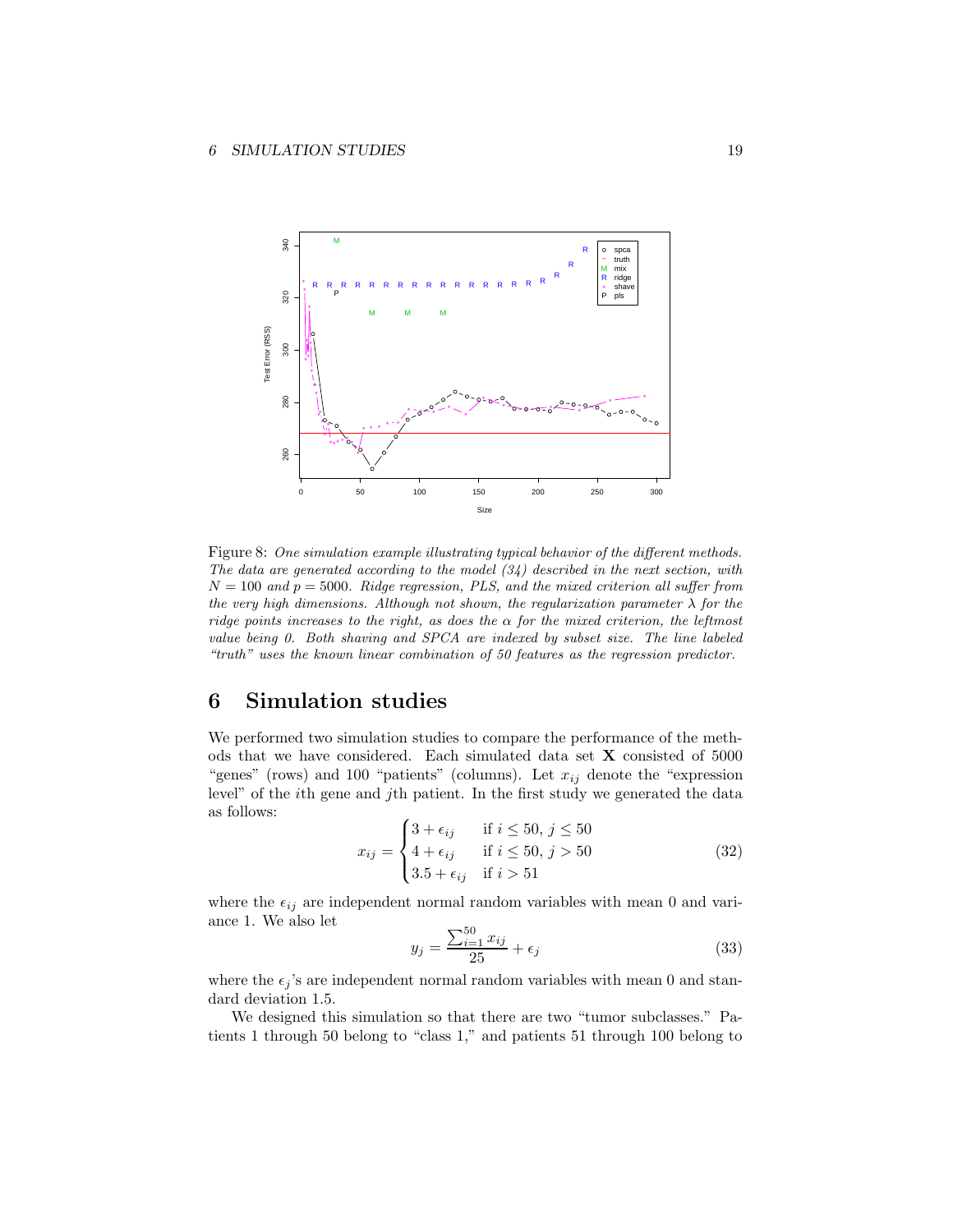Figure 8: *One simulation example illustrating typical behavior of the different methods. The data are generated according to the model (34) described in the next section, with $N = 100$ and $p = 5000$. Ridge regression, PLS, and the mixed criterion all suffer from the very high dimensions. Although not shown, the regularization parameter $\lambda$ for the ridge points increases to the right, as does the $\alpha$ for the mixed criterion, the leftmost value being 0. Both shaving and SPCA are indexed by subset size. The line labeled "truth" uses the known linear combination of 50 features as the regression predictor.*

## 6 Simulation studies

We performed two simulation studies to compare the performance of the methods that we have considered. Each simulated data set $\mathbf{X}$ consisted of 5000 "genes" (rows) and 100 "patients" (columns). Let $x_{ij}$ denote the "expression level" of the $i$th gene and $j$th patient. In the first study we generated the data as follows:

$$x_{ij} = \begin{cases} 3 + \epsilon_{ij} & \text{if } i \leq 50,\ j \leq 50 \\ 4 + \epsilon_{ij} & \text{if } i \leq 50,\ j > 50 \\ 3.5 + \epsilon_{ij} & \text{if } i > 51 \end{cases} \tag{32}$$

where the $\epsilon_{ij}$ are independent normal random variables with mean 0 and variance 1. We also let

$$y_j = \frac{\sum_{i=1}^{50} x_{ij}}{25} + \epsilon_j \tag{33}$$

where the $\epsilon_j$'s are independent normal random variables with mean 0 and standard deviation 1.5.

We designed this simulation so that there are two "tumor subclasses." Patients 1 through 50 belong to "class 1," and patients 51 through 100 belong to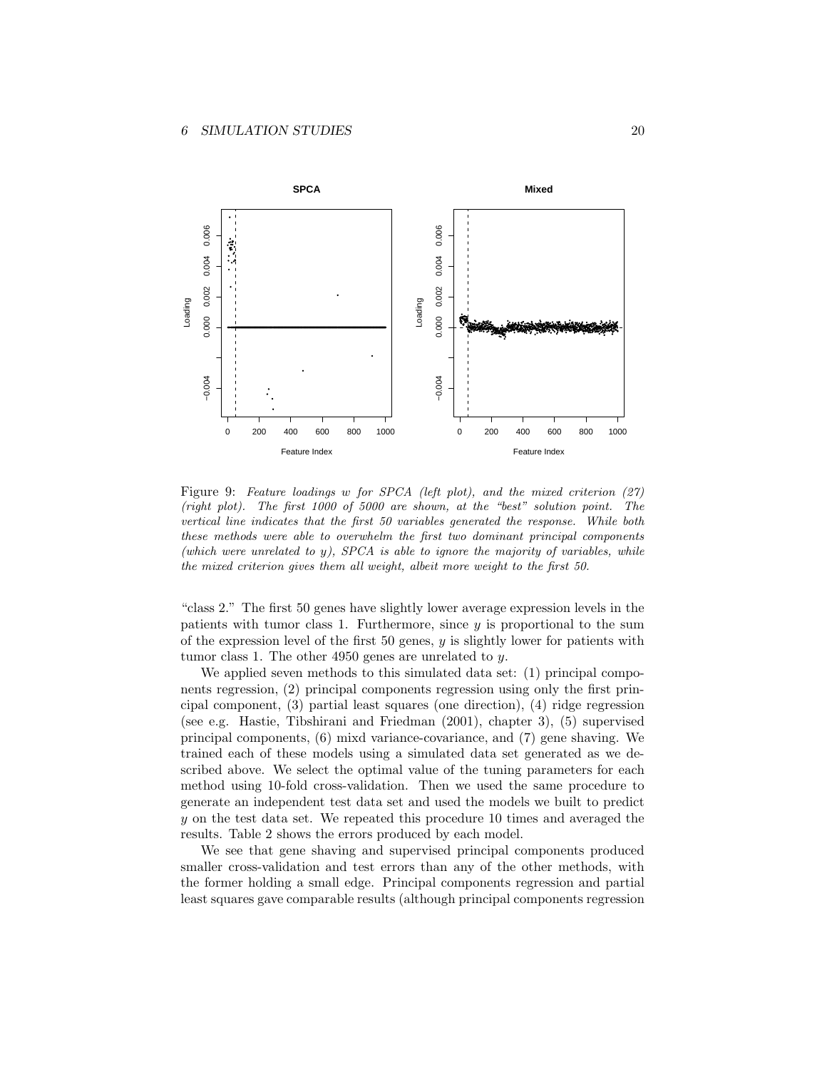Figure 9: *Feature loadings $w$ for SPCA (left plot), and the mixed criterion (27) (right plot). The first 1000 of 5000 are shown, at the "best" solution point. The vertical line indicates that the first 50 variables generated the response. While both these methods were able to overwhelm the first two dominant principal components (which were unrelated to $y$), SPCA is able to ignore the majority of variables, while the mixed criterion gives them all weight, albeit more weight to the first 50.*

"class 2." The first 50 genes have slightly lower average expression levels in the patients with tumor class 1. Furthermore, since $y$ is proportional to the sum of the expression level of the first 50 genes, $y$ is slightly lower for patients with tumor class 1. The other 4950 genes are unrelated to $y$.

We applied seven methods to this simulated data set: (1) principal components regression, (2) principal components regression using only the first principal component, (3) partial least squares (one direction), (4) ridge regression (see e.g. Hastie, Tibshirani and Friedman (2001), chapter 3), (5) supervised principal components, (6) mixd variance-covariance, and (7) gene shaving. We trained each of these models using a simulated data set generated as we described above. We select the optimal value of the tuning parameters for each method using 10-fold cross-validation. Then we used the same procedure to generate an independent test data set and used the models we built to predict $y$ on the test data set. We repeated this procedure 10 times and averaged the results. Table 2 shows the errors produced by each model.

We see that gene shaving and supervised principal components produced smaller cross-validation and test errors than any of the other methods, with the former holding a small edge. Principal components regression and partial least squares gave comparable results (although principal components regression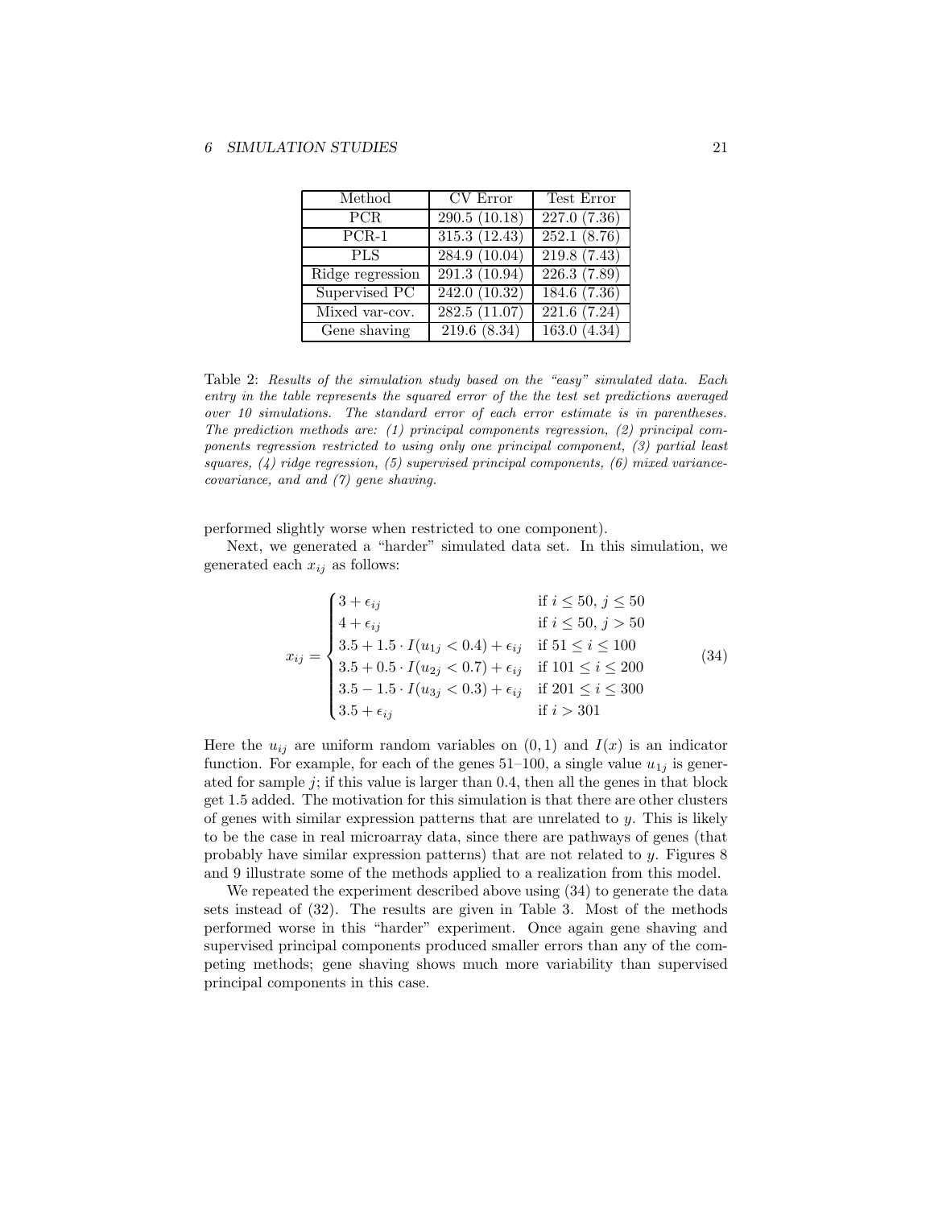| Method | CV Error | Test Error |
|---|---|---|
| PCR | 290.5 (10.18) | 227.0 (7.36) |
| PCR-1 | 315.3 (12.43) | 252.1 (8.76) |
| PLS | 284.9 (10.04) | 219.8 (7.43) |
| Ridge regression | 291.3 (10.94) | 226.3 (7.89) |
| Supervised PC | 242.0 (10.32) | 184.6 (7.36) |
| Mixed var-cov. | 282.5 (11.07) | 221.6 (7.24) |
| Gene shaving | 219.6 (8.34) | 163.0 (4.34) |

Table 2: *Results of the simulation study based on the "easy" simulated data. Each entry in the table represents the squared error of the the test set predictions averaged over 10 simulations. The standard error of each error estimate is in parentheses. The prediction methods are: (1) principal components regression, (2) principal components regression restricted to using only one principal component, (3) partial least squares, (4) ridge regression, (5) supervised principal components, (6) mixed variance-covariance, and and (7) gene shaving.*

performed slightly worse when restricted to one component).

Next, we generated a "harder" simulated data set. In this simulation, we generated each $x_{ij}$ as follows:

$$x_{ij} = \begin{cases} 3 + \epsilon_{ij} & \text{if } i \leq 50,\ j \leq 50 \\ 4 + \epsilon_{ij} & \text{if } i \leq 50,\ j > 50 \\ 3.5 + 1.5 \cdot I(u_{1j} < 0.4) + \epsilon_{ij} & \text{if } 51 \leq i \leq 100 \\ 3.5 + 0.5 \cdot I(u_{2j} < 0.7) + \epsilon_{ij} & \text{if } 101 \leq i \leq 200 \\ 3.5 - 1.5 \cdot I(u_{3j} < 0.3) + \epsilon_{ij} & \text{if } 201 \leq i \leq 300 \\ 3.5 + \epsilon_{ij} & \text{if } i > 301 \end{cases} \tag{34}$$

Here the $u_{ij}$ are uniform random variables on $(0, 1)$ and $I(x)$ is an indicator function. For example, for each of the genes 51–100, a single value $u_{1j}$ is generated for sample $j$; if this value is larger than 0.4, then all the genes in that block get 1.5 added. The motivation for this simulation is that there are other clusters of genes with similar expression patterns that are unrelated to $y$. This is likely to be the case in real microarray data, since there are pathways of genes (that probably have similar expression patterns) that are not related to $y$. Figures 8 and 9 illustrate some of the methods applied to a realization from this model.

We repeated the experiment described above using (34) to generate the data sets instead of (32). The results are given in Table 3. Most of the methods performed worse in this "harder" experiment. Once again gene shaving and supervised principal components produced smaller errors than any of the competing methods; gene shaving shows much more variability than supervised principal components in this case.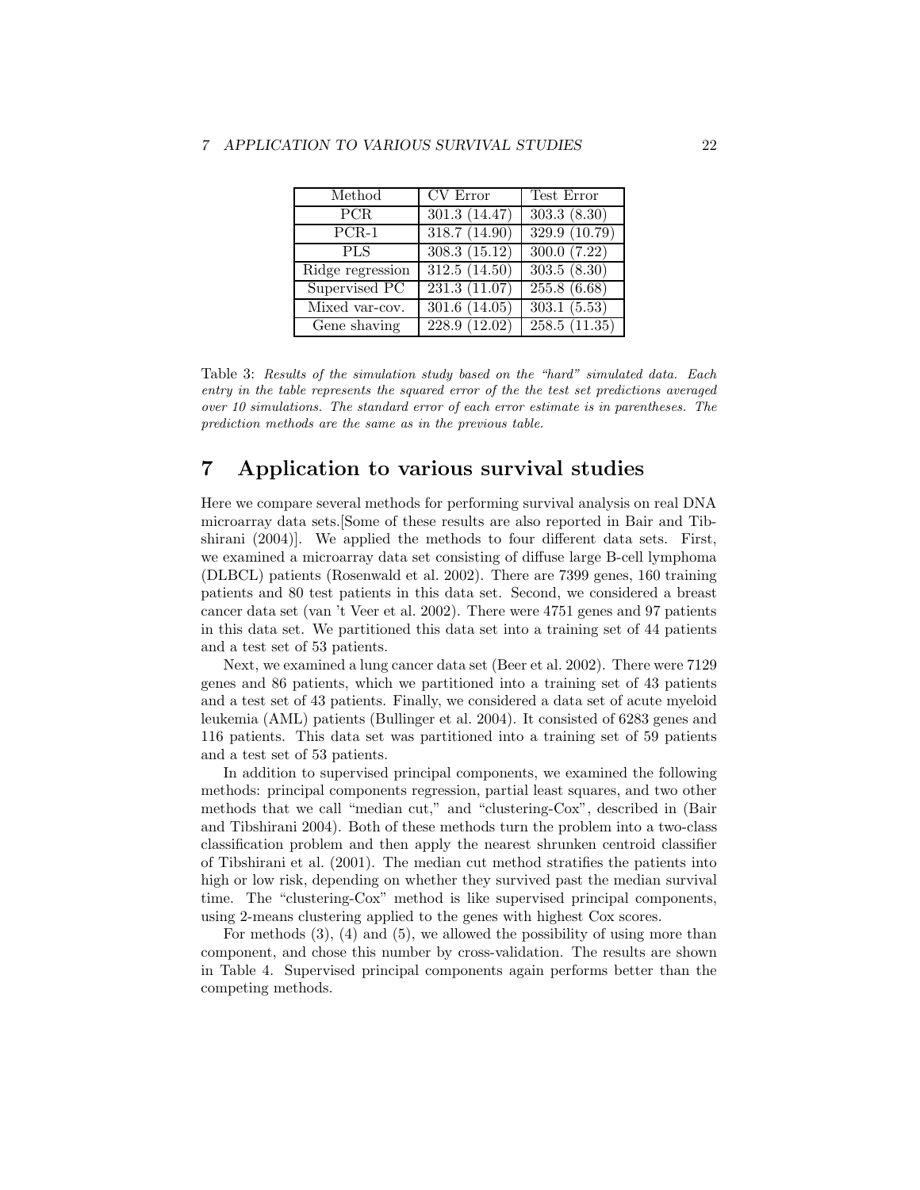| Method | CV Error | Test Error |
|---|---|---|
| PCR | 301.3 (14.47) | 303.3 (8.30) |
| PCR-1 | 318.7 (14.90) | 329.9 (10.79) |
| PLS | 308.3 (15.12) | 300.0 (7.22) |
| Ridge regression | 312.5 (14.50) | 303.5 (8.30) |
| Supervised PC | 231.3 (11.07) | 255.8 (6.68) |
| Mixed var-cov. | 301.6 (14.05) | 303.1 (5.53) |
| Gene shaving | 228.9 (12.02) | 258.5 (11.35) |

Table 3: *Results of the simulation study based on the "hard" simulated data. Each entry in the table represents the squared error of the the test set predictions averaged over 10 simulations. The standard error of each error estimate is in parentheses. The prediction methods are the same as in the previous table.*

# 7 Application to various survival studies

Here we compare several methods for performing survival analysis on real DNA microarray data sets.[Some of these results are also reported in Bair and Tibshirani (2004)]. We applied the methods to four different data sets. First, we examined a microarray data set consisting of diffuse large B-cell lymphoma (DLBCL) patients (Rosenwald et al. 2002). There are 7399 genes, 160 training patients and 80 test patients in this data set. Second, we considered a breast cancer data set (van 't Veer et al. 2002). There were 4751 genes and 97 patients in this data set. We partitioned this data set into a training set of 44 patients and a test set of 53 patients.

Next, we examined a lung cancer data set (Beer et al. 2002). There were 7129 genes and 86 patients, which we partitioned into a training set of 43 patients and a test set of 43 patients. Finally, we considered a data set of acute myeloid leukemia (AML) patients (Bullinger et al. 2004). It consisted of 6283 genes and 116 patients. This data set was partitioned into a training set of 59 patients and a test set of 53 patients.

In addition to supervised principal components, we examined the following methods: principal components regression, partial least squares, and two other methods that we call "median cut," and "clustering-Cox", described in (Bair and Tibshirani 2004). Both of these methods turn the problem into a two-class classification problem and then apply the nearest shrunken centroid classifier of Tibshirani et al. (2001). The median cut method stratifies the patients into high or low risk, depending on whether they survived past the median survival time. The "clustering-Cox" method is like supervised principal components, using 2-means clustering applied to the genes with highest Cox scores.

For methods (3), (4) and (5), we allowed the possibility of using more than component, and chose this number by cross-validation. The results are shown in Table 4. Supervised principal components again performs better than the competing methods.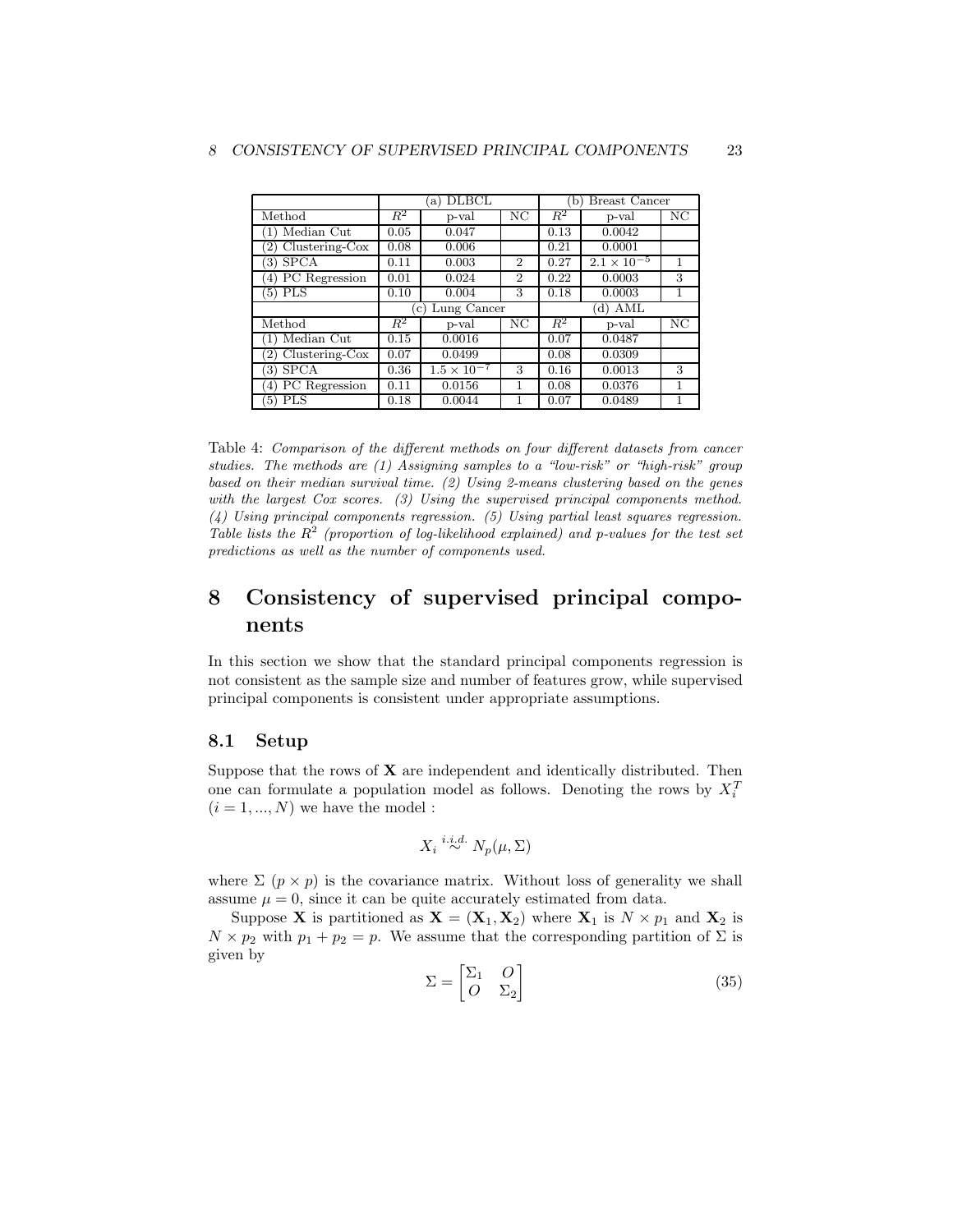| | (a) DLBCL | | | (b) Breast Cancer | | |
|---|---|---|---|---|---|---|
| Method | $R^2$ | p-val | NC | $R^2$ | p-val | NC |
| (1) Median Cut | 0.05 | 0.047 | | 0.13 | 0.0042 | |
| (2) Clustering-Cox | 0.08 | 0.006 | | 0.21 | 0.0001 | |
| (3) SPCA | 0.11 | 0.003 | 2 | 0.27 | $2.1 \times 10^{-5}$ | 1 |
| (4) PC Regression | 0.01 | 0.024 | 2 | 0.22 | 0.0003 | 3 |
| (5) PLS | 0.10 | 0.004 | 3 | 0.18 | 0.0003 | 1 |
| | (c) Lung Cancer | | | (d) AML | | |
| Method | $R^2$ | p-val | NC | $R^2$ | p-val | NC |
| (1) Median Cut | 0.15 | 0.0016 | | 0.07 | 0.0487 | |
| (2) Clustering-Cox | 0.07 | 0.0499 | | 0.08 | 0.0309 | |
| (3) SPCA | 0.36 | $1.5 \times 10^{-7}$ | 3 | 0.16 | 0.0013 | 3 |
| (4) PC Regression | 0.11 | 0.0156 | 1 | 0.08 | 0.0376 | 1 |
| (5) PLS | 0.18 | 0.0044 | 1 | 0.07 | 0.0489 | 1 |

Table 4: *Comparison of the different methods on four different datasets from cancer studies. The methods are (1) Assigning samples to a "low-risk" or "high-risk" group based on their median survival time. (2) Using 2-means clustering based on the genes with the largest Cox scores. (3) Using the supervised principal components method. (4) Using principal components regression. (5) Using partial least squares regression. Table lists the $R^2$ (proportion of log-likelihood explained) and p-values for the test set predictions as well as the number of components used.*

# 8 Consistency of supervised principal components

In this section we show that the standard principal components regression is not consistent as the sample size and number of features grow, while supervised principal components is consistent under appropriate assumptions.

## 8.1 Setup

Suppose that the rows of $\mathbf{X}$ are independent and identically distributed. Then one can formulate a population model as follows. Denoting the rows by $X_i^T$ $(i = 1, ..., N)$ we have the model :

$$X_i \overset{i.i.d.}{\sim} N_p(\mu, \Sigma)$$

where $\Sigma$ $(p \times p)$ is the covariance matrix. Without loss of generality we shall assume $\mu = 0$, since it can be quite accurately estimated from data.

Suppose $\mathbf{X}$ is partitioned as $\mathbf{X} = (\mathbf{X}_1, \mathbf{X}_2)$ where $\mathbf{X}_1$ is $N \times p_1$ and $\mathbf{X}_2$ is $N \times p_2$ with $p_1 + p_2 = p$. We assume that the corresponding partition of $\Sigma$ is given by

$$\Sigma = \begin{bmatrix} \Sigma_1 & O \\ O & \Sigma_2 \end{bmatrix} \tag{35}$$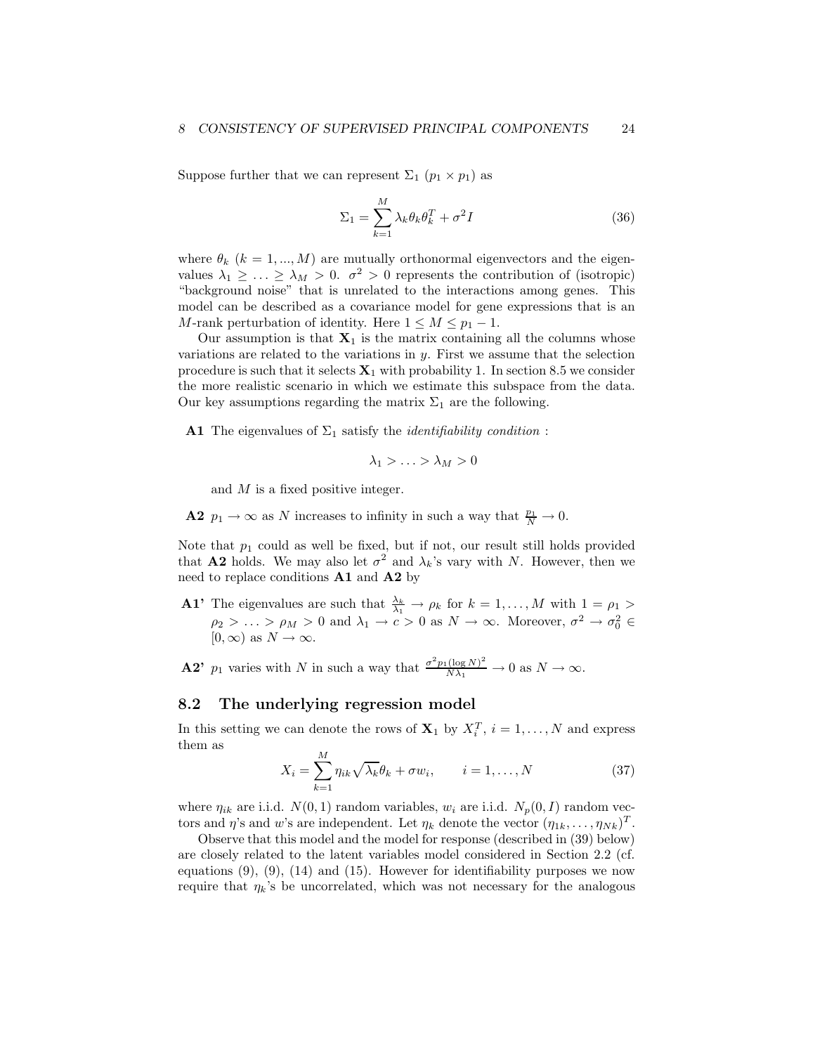Suppose further that we can represent $\Sigma_1$ ($p_1 \times p_1$) as

$$\Sigma_1 = \sum_{k=1}^{M} \lambda_k \theta_k \theta_k^T + \sigma^2 I \tag{36}$$

where $\theta_k$ ($k = 1, ..., M$) are mutually orthonormal eigenvectors and the eigenvalues $\lambda_1 \geq \ldots \geq \lambda_M > 0$. $\sigma^2 > 0$ represents the contribution of (isotropic) "background noise" that is unrelated to the interactions among genes. This model can be described as a covariance model for gene expressions that is an $M$-rank perturbation of identity. Here $1 \leq M \leq p_1 - 1$.

Our assumption is that $\mathbf{X}_1$ is the matrix containing all the columns whose variations are related to the variations in $y$. First we assume that the selection procedure is such that it selects $\mathbf{X}_1$ with probability 1. In section 8.5 we consider the more realistic scenario in which we estimate this subspace from the data. Our key assumptions regarding the matrix $\Sigma_1$ are the following.

**A1** The eigenvalues of $\Sigma_1$ satisfy the *identifiability condition* :

$$\lambda_1 > \ldots > \lambda_M > 0$$

and $M$ is a fixed positive integer.

**A2** $p_1 \to \infty$ as $N$ increases to infinity in such a way that $\frac{p_1}{N} \to 0$.

Note that $p_1$ could as well be fixed, but if not, our result still holds provided that **A2** holds. We may also let $\sigma^2$ and $\lambda_k$'s vary with $N$. However, then we need to replace conditions **A1** and **A2** by

**A1'** The eigenvalues are such that $\frac{\lambda_k}{\lambda_1} \to \rho_k$ for $k = 1, \ldots, M$ with $1 = \rho_1 > \rho_2 > \ldots > \rho_M > 0$ and $\lambda_1 \to c > 0$ as $N \to \infty$. Moreover, $\sigma^2 \to \sigma_0^2 \in [0, \infty)$ as $N \to \infty$.

**A2'** $p_1$ varies with $N$ in such a way that $\frac{\sigma^2 p_1 (\log N)^2}{N \lambda_1} \to 0$ as $N \to \infty$.

## 8.2 The underlying regression model

In this setting we can denote the rows of $\mathbf{X}_1$ by $X_i^T$, $i = 1, \ldots, N$ and express them as

$$X_i = \sum_{k=1}^{M} \eta_{ik} \sqrt{\lambda_k} \theta_k + \sigma w_i, \qquad i = 1, \ldots, N \tag{37}$$

where $\eta_{ik}$ are i.i.d. $N(0, 1)$ random variables, $w_i$ are i.i.d. $N_p(0, I)$ random vectors and $\eta$'s and $w$'s are independent. Let $\eta_k$ denote the vector $(\eta_{1k}, \ldots, \eta_{Nk})^T$.

Observe that this model and the model for response (described in (39) below) are closely related to the latent variables model considered in Section 2.2 (cf. equations (9), (9), (14) and (15). However for identifiability purposes we now require that $\eta_k$'s be uncorrelated, which was not necessary for the analogous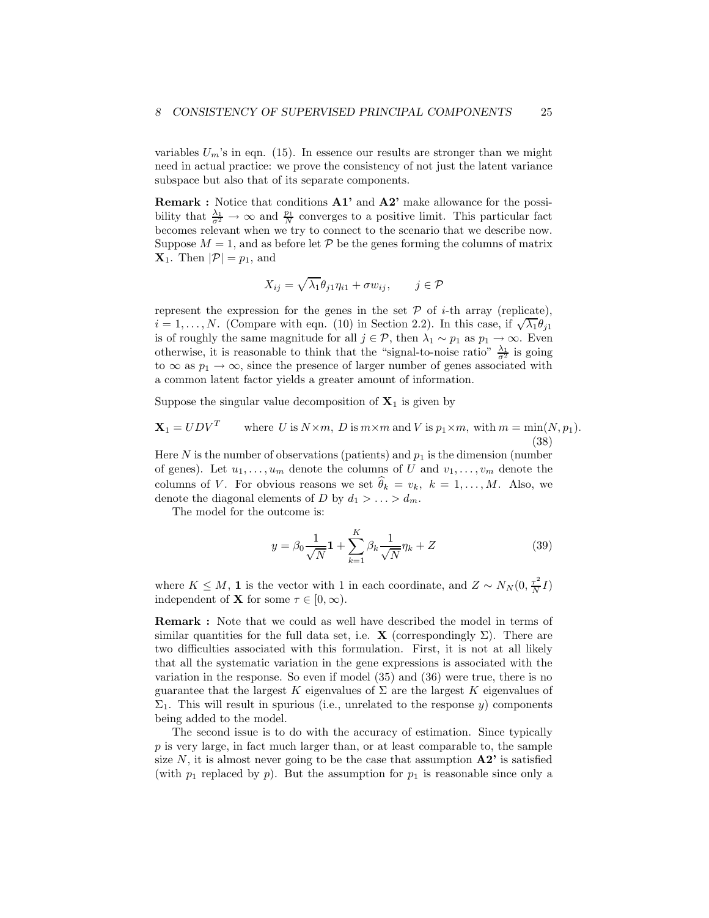variables $U_m$'s in eqn. (15). In essence our results are stronger than we might need in actual practice: we prove the consistency of not just the latent variance subspace but also that of its separate components.

**Remark :** Notice that conditions **A1'** and **A2'** make allowance for the possibility that $\frac{\lambda_1}{\sigma^2} \to \infty$ and $\frac{p_1}{N}$ converges to a positive limit. This particular fact becomes relevant when we try to connect to the scenario that we describe now. Suppose $M = 1$, and as before let $\mathcal{P}$ be the genes forming the columns of matrix $\mathbf{X}_1$. Then $|\mathcal{P}| = p_1$, and

$$X_{ij} = \sqrt{\lambda_1}\theta_{j1}\eta_{i1} + \sigma w_{ij}, \qquad j \in \mathcal{P}$$

represent the expression for the genes in the set $\mathcal{P}$ of $i$-th array (replicate), $i = 1, \ldots, N$. (Compare with eqn. (10) in Section 2.2). In this case, if $\sqrt{\lambda_1}\theta_{j1}$ is of roughly the same magnitude for all $j \in \mathcal{P}$, then $\lambda_1 \sim p_1$ as $p_1 \to \infty$. Even otherwise, it is reasonable to think that the "signal-to-noise ratio" $\frac{\lambda_1}{\sigma^2}$ is going to $\infty$ as $p_1 \to \infty$, since the presence of larger number of genes associated with a common latent factor yields a greater amount of information.

Suppose the singular value decomposition of $\mathbf{X}_1$ is given by

$$\mathbf{X}_1 = UDV^T \qquad \text{where } U \text{ is } N \times m,\ D \text{ is } m \times m \text{ and } V \text{ is } p_1 \times m, \text{ with } m = \min(N, p_1). \tag{38}$$

Here $N$ is the number of observations (patients) and $p_1$ is the dimension (number of genes). Let $u_1, \ldots, u_m$ denote the columns of $U$ and $v_1, \ldots, v_m$ denote the columns of $V$. For obvious reasons we set $\widehat{\theta}_k = v_k,\ k = 1, \ldots, M$. Also, we denote the diagonal elements of $D$ by $d_1 > \ldots > d_m$.

The model for the outcome is:

$$y = \beta_0 \frac{1}{\sqrt{N}}\mathbf{1} + \sum_{k=1}^{K} \beta_k \frac{1}{\sqrt{N}}\eta_k + Z \tag{39}$$

where $K \leq M$, $\mathbf{1}$ is the vector with 1 in each coordinate, and $Z \sim N_N(0, \frac{\tau^2}{N}I)$ independent of $\mathbf{X}$ for some $\tau \in [0, \infty)$.

**Remark :** Note that we could as well have described the model in terms of similar quantities for the full data set, i.e. $\mathbf{X}$ (correspondingly $\Sigma$). There are two difficulties associated with this formulation. First, it is not at all likely that all the systematic variation in the gene expressions is associated with the variation in the response. So even if model (35) and (36) were true, there is no guarantee that the largest $K$ eigenvalues of $\Sigma$ are the largest $K$ eigenvalues of $\Sigma_1$. This will result in spurious (i.e., unrelated to the response $y$) components being added to the model.

The second issue is to do with the accuracy of estimation. Since typically $p$ is very large, in fact much larger than, or at least comparable to, the sample size $N$, it is almost never going to be the case that assumption **A2'** is satisfied (with $p_1$ replaced by $p$). But the assumption for $p_1$ is reasonable since only a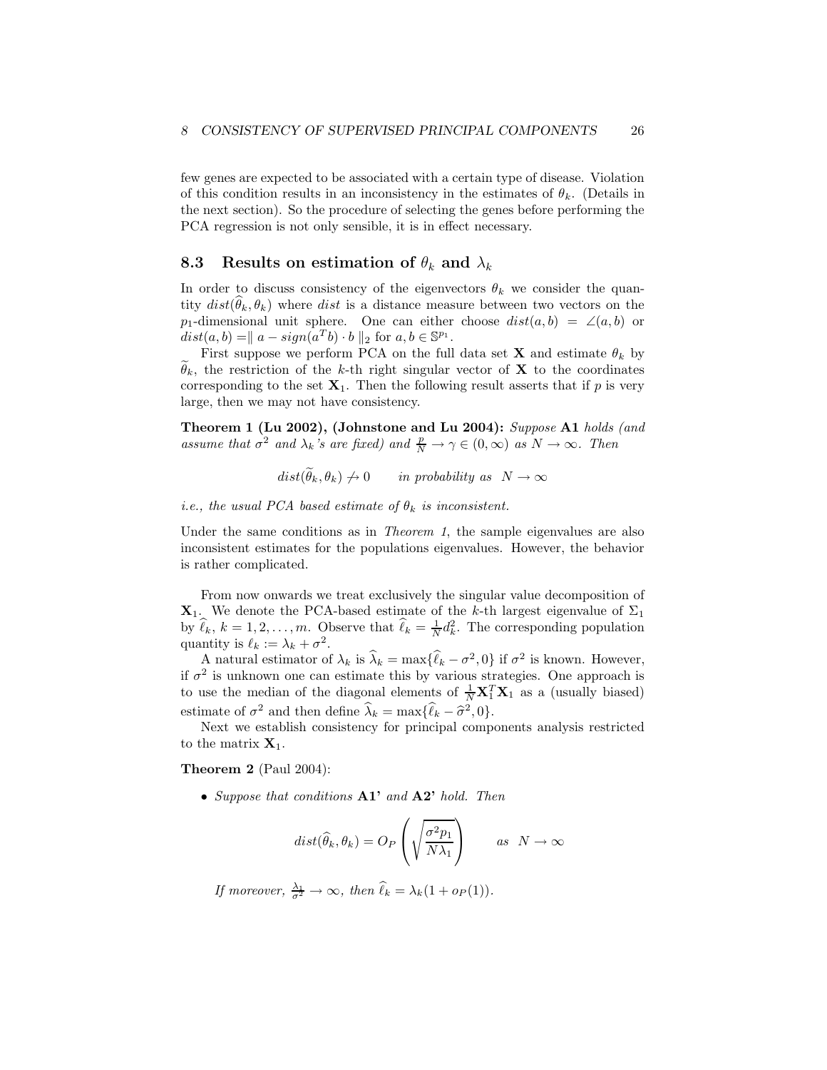few genes are expected to be associated with a certain type of disease. Violation of this condition results in an inconsistency in the estimates of $\theta_k$. (Details in the next section). So the procedure of selecting the genes before performing the PCA regression is not only sensible, it is in effect necessary.

## 8.3 Results on estimation of $\theta_k$ and $\lambda_k$

In order to discuss consistency of the eigenvectors $\theta_k$ we consider the quantity $dist(\widehat{\theta}_k, \theta_k)$ where $dist$ is a distance measure between two vectors on the $p_1$-dimensional unit sphere. One can either choose $dist(a, b) = \angle(a, b)$ or $dist(a, b) = \| a - sign(a^T b) \cdot b \|_2$ for $a, b \in \mathbb{S}^{p_1}$.

First suppose we perform PCA on the full data set $\mathbf{X}$ and estimate $\theta_k$ by $\widetilde{\theta}_k$, the restriction of the $k$-th right singular vector of $\mathbf{X}$ to the coordinates corresponding to the set $\mathbf{X}_1$. Then the following result asserts that if $p$ is very large, then we may not have consistency.

**Theorem 1 (Lu 2002), (Johnstone and Lu 2004):** *Suppose* **A1** *holds (and assume that* $\sigma^2$ *and* $\lambda_k$*'s are fixed) and* $\frac{p}{N} \to \gamma \in (0, \infty)$ *as* $N \to \infty$. *Then*

$$dist(\widetilde{\theta}_k, \theta_k) \nrightarrow 0 \qquad \textit{in probability as} \quad N \to \infty$$

*i.e., the usual PCA based estimate of* $\theta_k$ *is inconsistent.*

Under the same conditions as in *Theorem 1*, the sample eigenvalues are also inconsistent estimates for the populations eigenvalues. However, the behavior is rather complicated.

From now onwards we treat exclusively the singular value decomposition of $\mathbf{X}_1$. We denote the PCA-based estimate of the $k$-th largest eigenvalue of $\Sigma_1$ by $\widehat{\ell}_k$, $k = 1, 2, \ldots, m$. Observe that $\widehat{\ell}_k = \frac{1}{N} d_k^2$. The corresponding population quantity is $\ell_k := \lambda_k + \sigma^2$.

A natural estimator of $\lambda_k$ is $\widehat{\lambda}_k = \max\{\widehat{\ell}_k - \sigma^2, 0\}$ if $\sigma^2$ is known. However, if $\sigma^2$ is unknown one can estimate this by various strategies. One approach is to use the median of the diagonal elements of $\frac{1}{N}\mathbf{X}_1^T\mathbf{X}_1$ as a (usually biased) estimate of $\sigma^2$ and then define $\widehat{\lambda}_k = \max\{\widehat{\ell}_k - \widehat{\sigma}^2, 0\}$.

Next we establish consistency for principal components analysis restricted to the matrix $\mathbf{X}_1$.

**Theorem 2** (Paul 2004):

- *Suppose that conditions* **A1'** *and* **A2'** *hold. Then*

$$dist(\widehat{\theta}_k, \theta_k) = O_P\left(\sqrt{\frac{\sigma^2 p_1}{N\lambda_1}}\right) \qquad as \quad N \to \infty$$

  *If moreover,* $\frac{\lambda_1}{\sigma^2} \to \infty$, *then* $\widehat{\ell}_k = \lambda_k(1 + o_P(1))$.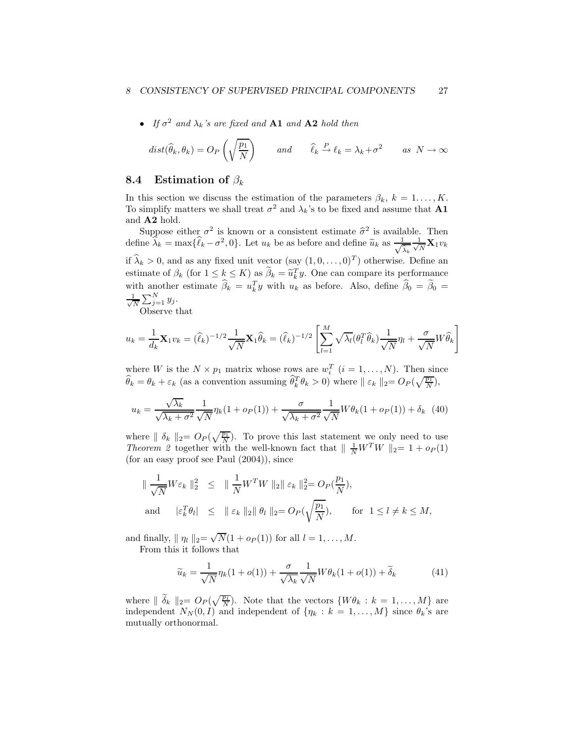- *If $\sigma^2$ and $\lambda_k$'s are fixed and* **A1** *and* **A2** *hold then*

$$dist(\widehat{\theta}_k, \theta_k) = O_P\left(\sqrt{\frac{p_1}{N}}\right) \qquad and \qquad \widehat{\ell}_k \xrightarrow{P} \ell_k = \lambda_k + \sigma^2 \qquad as \ N \to \infty$$

## 8.4 Estimation of $\beta_k$

In this section we discuss the estimation of the parameters $\beta_k$, $k = 1, \ldots, K$. To simplify matters we shall treat $\sigma^2$ and $\lambda_k$'s to be fixed and assume that **A1** and **A2** hold.

Suppose either $\sigma^2$ is known or a consistent estimate $\widehat{\sigma}^2$ is available. Then define $\widehat{\lambda}_k = \max\{\widehat{\ell}_k - \sigma^2, 0\}$. Let $u_k$ be as before and define $\widetilde{u}_k$ as $\frac{1}{\sqrt{\widehat{\lambda}_k}} \frac{1}{\sqrt{N}} \mathbf{X}_1 v_k$ if $\widehat{\lambda}_k > 0$, and as any fixed unit vector (say $(1, 0, \ldots, 0)^T$) otherwise. Define an estimate of $\beta_k$ (for $1 \leq k \leq K$) as $\widetilde{\beta}_k = \widetilde{u}_k^T y$. One can compare its performance with another estimate $\widehat{\beta}_k = u_k^T y$ with $u_k$ as before. Also, define $\widehat{\beta}_0 = \widetilde{\beta}_0 = \frac{1}{\sqrt{N}} \sum_{j=1}^N y_j$.

Observe that

$$u_k = \frac{1}{d_k} \mathbf{X}_1 v_k = (\widehat{\ell}_k)^{-1/2} \frac{1}{\sqrt{N}} \mathbf{X}_1 \widehat{\theta}_k = (\widehat{\ell}_k)^{-1/2} \left[ \sum_{l=1}^M \sqrt{\lambda_l} (\theta_l^T \widehat{\theta}_k) \frac{1}{\sqrt{N}} \eta_l + \frac{\sigma}{\sqrt{N}} W \widehat{\theta}_k \right]$$

where $W$ is the $N \times p_1$ matrix whose rows are $w_i^T$ $(i = 1, \ldots, N)$. Then since $\widehat{\theta}_k = \theta_k + \varepsilon_k$ (as a convention assuming $\widehat{\theta}_k^T \theta_k > 0$) where $\parallel \varepsilon_k \parallel_2 = O_P(\sqrt{\frac{p_1}{N}})$,

$$u_k = \frac{\sqrt{\lambda_k}}{\sqrt{\lambda_k + \sigma^2}} \frac{1}{\sqrt{N}} \eta_k (1 + o_P(1)) + \frac{\sigma}{\sqrt{\lambda_k + \sigma^2}} \frac{1}{\sqrt{N}} W \theta_k (1 + o_P(1)) + \delta_k \quad (40)$$

where $\parallel \delta_k \parallel_2 = O_P(\sqrt{\frac{p_1}{N}})$. To prove this last statement we only need to use *Theorem 2* together with the well-known fact that $\parallel \frac{1}{N} W^T W \parallel_2 = 1 + o_P(1)$ (for an easy proof see Paul (2004)), since

$$\begin{aligned}
\parallel \frac{1}{\sqrt{N}} W \varepsilon_k \parallel_2^2 &\leq \parallel \frac{1}{N} W^T W \parallel_2 \parallel \varepsilon_k \parallel_2^2 = O_P(\frac{p_1}{N}), \\
\text{and} \qquad |\varepsilon_k^T \theta_l| &\leq \parallel \varepsilon_k \parallel_2 \parallel \theta_l \parallel_2 = O_P(\sqrt{\frac{p_1}{N}}), \qquad \text{for } \ 1 \leq l \neq k \leq M,
\end{aligned}$$

and finally, $\parallel \eta_l \parallel_2 = \sqrt{N}(1 + o_P(1))$ for all $l = 1, \ldots, M$.

From this it follows that

$$\widetilde{u}_k = \frac{1}{\sqrt{N}} \eta_k (1 + o(1)) + \frac{\sigma}{\sqrt{\lambda_k}} \frac{1}{\sqrt{N}} W \theta_k (1 + o(1)) + \widetilde{\delta}_k \qquad (41)$$

where $\parallel \widetilde{\delta}_k \parallel_2 = O_P(\sqrt{\frac{p_1}{N}})$. Note that the vectors $\{W\theta_k : k = 1, \ldots, M\}$ are independent $N_N(0, I)$ and independent of $\{\eta_k : k = 1, \ldots, M\}$ since $\theta_k$'s are mutually orthonormal.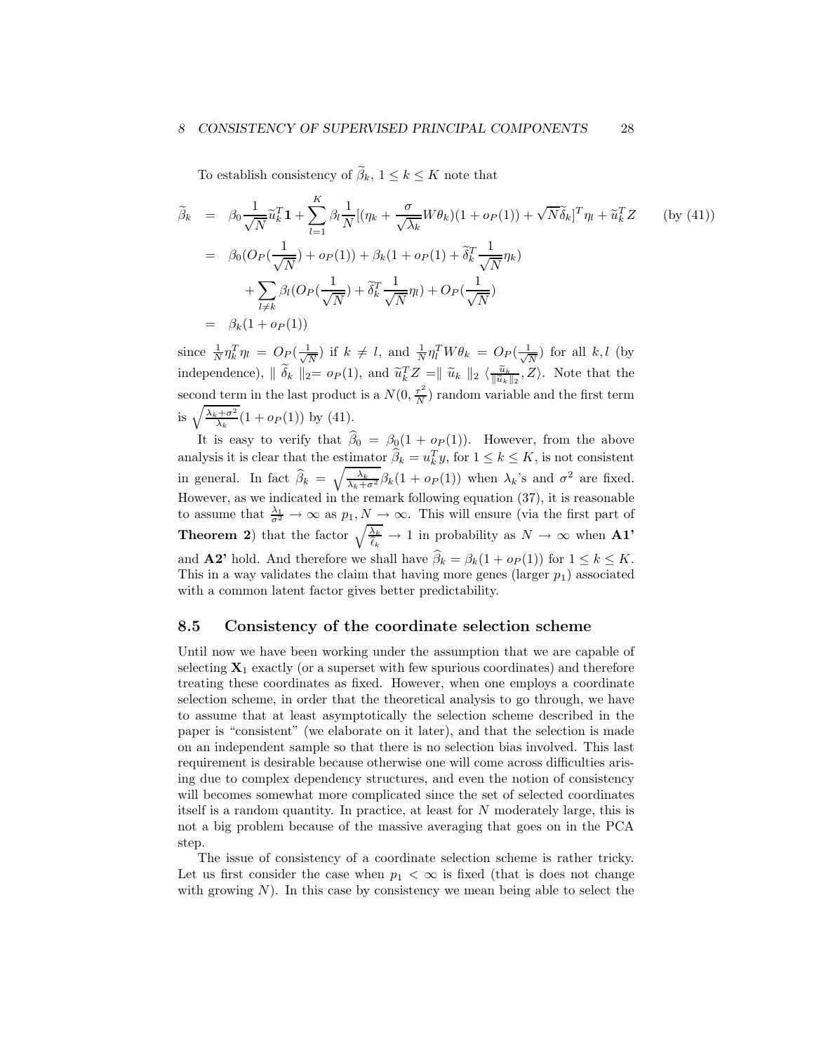To establish consistency of $\widetilde{\beta}_k$, $1 \leq k \leq K$ note that

$$
\begin{aligned}
\widetilde{\beta}_k &= \beta_0 \frac{1}{\sqrt{N}} \widetilde{u}_k^T \mathbf{1} + \sum_{l=1}^{K} \beta_l \frac{1}{N} [(\eta_k + \frac{\sigma}{\sqrt{\lambda_k}} W\theta_k)(1 + o_P(1)) + \sqrt{N}\widetilde{\delta}_k]^T \eta_l + \widetilde{u}_k^T Z \qquad \text{(by (41))} \\
&= \beta_0 (O_P(\frac{1}{\sqrt{N}}) + o_P(1)) + \beta_k (1 + o_P(1) + \widetilde{\delta}_k^T \frac{1}{\sqrt{N}} \eta_k) \\
&\quad + \sum_{l \neq k} \beta_l (O_P(\frac{1}{\sqrt{N}}) + \widetilde{\delta}_k^T \frac{1}{\sqrt{N}} \eta_l) + O_P(\frac{1}{\sqrt{N}}) \\
&= \beta_k (1 + o_P(1))
\end{aligned}
$$

since $\frac{1}{N}\eta_k^T \eta_l = O_P(\frac{1}{\sqrt{N}})$ if $k \neq l$, and $\frac{1}{N}\eta_l^T W \theta_k = O_P(\frac{1}{\sqrt{N}})$ for all $k, l$ (by independence), $\parallel \widetilde{\delta}_k \parallel_2 = o_P(1)$, and $\widetilde{u}_k^T Z = \parallel \widetilde{u}_k \parallel_2 \langle \frac{\widetilde{u}_k}{\|\widetilde{u}_k\|_2}, Z \rangle$. Note that the second term in the last product is a $N(0, \frac{\tau^2}{N})$ random variable and the first term is $\sqrt{\frac{\lambda_k + \sigma^2}{\lambda_k}}(1 + o_P(1))$ by (41).

It is easy to verify that $\widehat{\beta}_0 = \beta_0(1 + o_P(1))$. However, from the above analysis it is clear that the estimator $\widehat{\beta}_k = u_k^T y$, for $1 \leq k \leq K$, is not consistent in general. In fact $\widehat{\beta}_k = \sqrt{\frac{\lambda_k}{\lambda_k + \sigma^2}} \beta_k (1 + o_P(1))$ when $\lambda_k$'s and $\sigma^2$ are fixed. However, as we indicated in the remark following equation (37), it is reasonable to assume that $\frac{\lambda_1}{\sigma^2} \to \infty$ as $p_1, N \to \infty$. This will ensure (via the first part of **Theorem 2**) that the factor $\sqrt{\frac{\lambda_k}{\ell_k}} \to 1$ in probability as $N \to \infty$ when **A1'** and **A2'** hold. And therefore we shall have $\widehat{\beta}_k = \beta_k(1 + o_P(1))$ for $1 \leq k \leq K$. This in a way validates the claim that having more genes (larger $p_1$) associated with a common latent factor gives better predictability.

## 8.5 Consistency of the coordinate selection scheme

Until now we have been working under the assumption that we are capable of selecting $\mathbf{X}_1$ exactly (or a superset with few spurious coordinates) and therefore treating these coordinates as fixed. However, when one employs a coordinate selection scheme, in order that the theoretical analysis to go through, we have to assume that at least asymptotically the selection scheme described in the paper is "consistent" (we elaborate on it later), and that the selection is made on an independent sample so that there is no selection bias involved. This last requirement is desirable because otherwise one will come across difficulties arising due to complex dependency structures, and even the notion of consistency will becomes somewhat more complicated since the set of selected coordinates itself is a random quantity. In practice, at least for $N$ moderately large, this is not a big problem because of the massive averaging that goes on in the PCA step.

The issue of consistency of a coordinate selection scheme is rather tricky. Let us first consider the case when $p_1 < \infty$ is fixed (that is does not change with growing $N$). In this case by consistency we mean being able to select the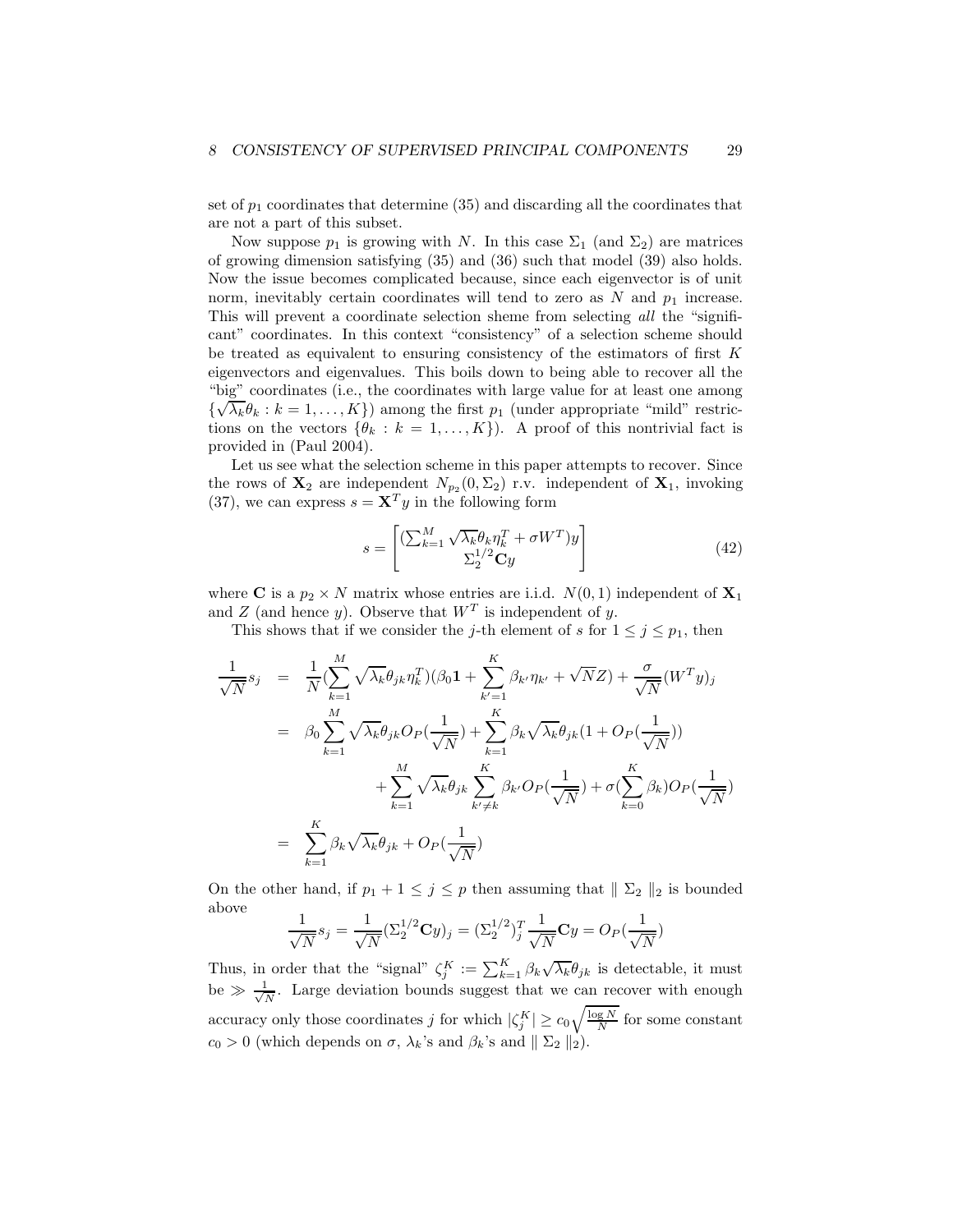set of $p_1$ coordinates that determine (35) and discarding all the coordinates that are not a part of this subset.

Now suppose $p_1$ is growing with $N$. In this case $\Sigma_1$ (and $\Sigma_2$) are matrices of growing dimension satisfying (35) and (36) such that model (39) also holds. Now the issue becomes complicated because, since each eigenvector is of unit norm, inevitably certain coordinates will tend to zero as $N$ and $p_1$ increase. This will prevent a coordinate selection sheme from selecting *all* the "significant" coordinates. In this context "consistency" of a selection scheme should be treated as equivalent to ensuring consistency of the estimators of first $K$ eigenvectors and eigenvalues. This boils down to being able to recover all the "big" coordinates (i.e., the coordinates with large value for at least one among $\{\sqrt{\lambda_k}\theta_k : k = 1, \ldots, K\}$) among the first $p_1$ (under appropriate "mild" restrictions on the vectors $\{\theta_k : k = 1, \ldots, K\}$). A proof of this nontrivial fact is provided in (Paul 2004).

Let us see what the selection scheme in this paper attempts to recover. Since the rows of $\mathbf{X}_2$ are independent $N_{p_2}(0, \Sigma_2)$ r.v. independent of $\mathbf{X}_1$, invoking (37), we can express $s = \mathbf{X}^T y$ in the following form

$$s = \begin{bmatrix} (\sum_{k=1}^{M} \sqrt{\lambda_k}\theta_k \eta_k^T + \sigma W^T) y \\ \Sigma_2^{1/2}\mathbf{C}y \end{bmatrix} \tag{42}$$

where $\mathbf{C}$ is a $p_2 \times N$ matrix whose entries are i.i.d. $N(0,1)$ independent of $\mathbf{X}_1$ and $Z$ (and hence $y$). Observe that $W^T$ is independent of $y$.

This shows that if we consider the $j$-th element of $s$ for $1 \le j \le p_1$, then

$$\begin{aligned}
\frac{1}{\sqrt{N}} s_j &= \frac{1}{N}\left(\sum_{k=1}^{M} \sqrt{\lambda_k}\theta_{jk}\eta_k^T\right)\left(\beta_0 \mathbf{1} + \sum_{k'=1}^{K} \beta_{k'}\eta_{k'} + \sqrt{N} Z\right) + \frac{\sigma}{\sqrt{N}}(W^T y)_j \\
&= \beta_0 \sum_{k=1}^{M} \sqrt{\lambda_k}\theta_{jk} O_P\left(\frac{1}{\sqrt{N}}\right) + \sum_{k=1}^{K} \beta_k \sqrt{\lambda_k}\theta_{jk}\left(1 + O_P\left(\frac{1}{\sqrt{N}}\right)\right) \\
&\qquad + \sum_{k=1}^{M} \sqrt{\lambda_k}\theta_{jk} \sum_{k' \neq k}^{K} \beta_{k'} O_P\left(\frac{1}{\sqrt{N}}\right) + \sigma\left(\sum_{k=0}^{K} \beta_k\right) O_P\left(\frac{1}{\sqrt{N}}\right) \\
&= \sum_{k=1}^{K} \beta_k \sqrt{\lambda_k}\theta_{jk} + O_P\left(\frac{1}{\sqrt{N}}\right)
\end{aligned}$$

On the other hand, if $p_1 + 1 \le j \le p$ then assuming that $\| \Sigma_2 \|_2$ is bounded above

$$\frac{1}{\sqrt{N}} s_j = \frac{1}{\sqrt{N}}(\Sigma_2^{1/2}\mathbf{C}y)_j = (\Sigma_2^{1/2})_j^T \frac{1}{\sqrt{N}}\mathbf{C}y = O_P\left(\frac{1}{\sqrt{N}}\right)$$

Thus, in order that the "signal" $\zeta_j^K := \sum_{k=1}^{K} \beta_k \sqrt{\lambda_k}\theta_{jk}$ is detectable, it must be $\gg \frac{1}{\sqrt{N}}$. Large deviation bounds suggest that we can recover with enough accuracy only those coordinates $j$ for which $|\zeta_j^K| \ge c_0 \sqrt{\frac{\log N}{N}}$ for some constant $c_0 > 0$ (which depends on $\sigma$, $\lambda_k$'s and $\beta_k$'s and $\| \Sigma_2 \|_2$).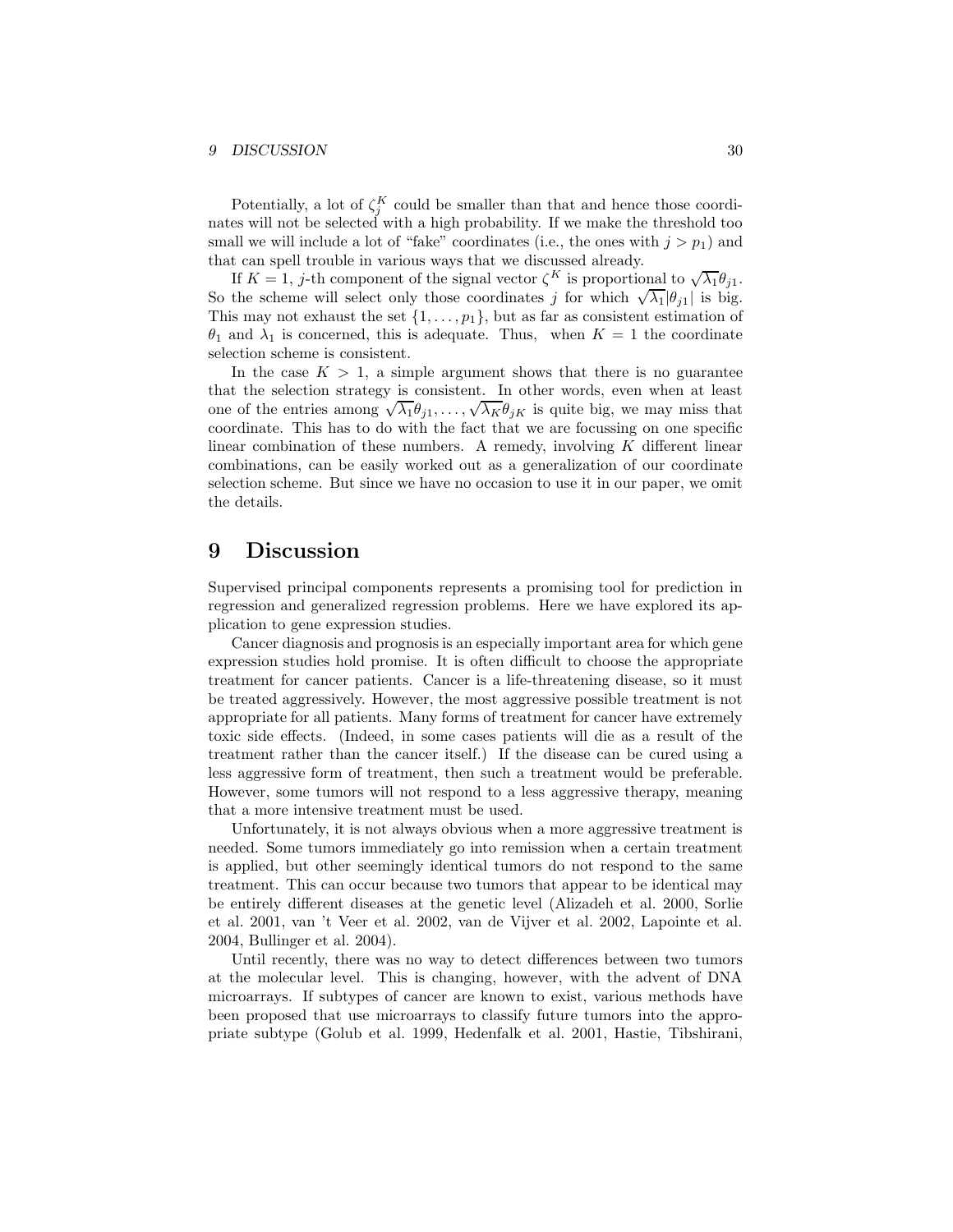Potentially, a lot of $\zeta_j^K$ could be smaller than that and hence those coordinates will not be selected with a high probability. If we make the threshold too small we will include a lot of "fake" coordinates (i.e., the ones with $j > p_1$) and that can spell trouble in various ways that we discussed already.

If $K = 1$, $j$-th component of the signal vector $\zeta^K$ is proportional to $\sqrt{\lambda_1}\theta_{j1}$. So the scheme will select only those coordinates $j$ for which $\sqrt{\lambda_1}|\theta_{j1}|$ is big. This may not exhaust the set $\{1, \ldots, p_1\}$, but as far as consistent estimation of $\theta_1$ and $\lambda_1$ is concerned, this is adequate. Thus, when $K = 1$ the coordinate selection scheme is consistent.

In the case $K > 1$, a simple argument shows that there is no guarantee that the selection strategy is consistent. In other words, even when at least one of the entries among $\sqrt{\lambda_1}\theta_{j1}, \ldots, \sqrt{\lambda_K}\theta_{jK}$ is quite big, we may miss that coordinate. This has to do with the fact that we are focussing on one specific linear combination of these numbers. A remedy, involving $K$ different linear combinations, can be easily worked out as a generalization of our coordinate selection scheme. But since we have no occasion to use it in our paper, we omit the details.

# 9 Discussion

Supervised principal components represents a promising tool for prediction in regression and generalized regression problems. Here we have explored its application to gene expression studies.

Cancer diagnosis and prognosis is an especially important area for which gene expression studies hold promise. It is often difficult to choose the appropriate treatment for cancer patients. Cancer is a life-threatening disease, so it must be treated aggressively. However, the most aggressive possible treatment is not appropriate for all patients. Many forms of treatment for cancer have extremely toxic side effects. (Indeed, in some cases patients will die as a result of the treatment rather than the cancer itself.) If the disease can be cured using a less aggressive form of treatment, then such a treatment would be preferable. However, some tumors will not respond to a less aggressive therapy, meaning that a more intensive treatment must be used.

Unfortunately, it is not always obvious when a more aggressive treatment is needed. Some tumors immediately go into remission when a certain treatment is applied, but other seemingly identical tumors do not respond to the same treatment. This can occur because two tumors that appear to be identical may be entirely different diseases at the genetic level (Alizadeh et al. 2000, Sorlie et al. 2001, van 't Veer et al. 2002, van de Vijver et al. 2002, Lapointe et al. 2004, Bullinger et al. 2004).

Until recently, there was no way to detect differences between two tumors at the molecular level. This is changing, however, with the advent of DNA microarrays. If subtypes of cancer are known to exist, various methods have been proposed that use microarrays to classify future tumors into the appropriate subtype (Golub et al. 1999, Hedenfalk et al. 2001, Hastie, Tibshirani,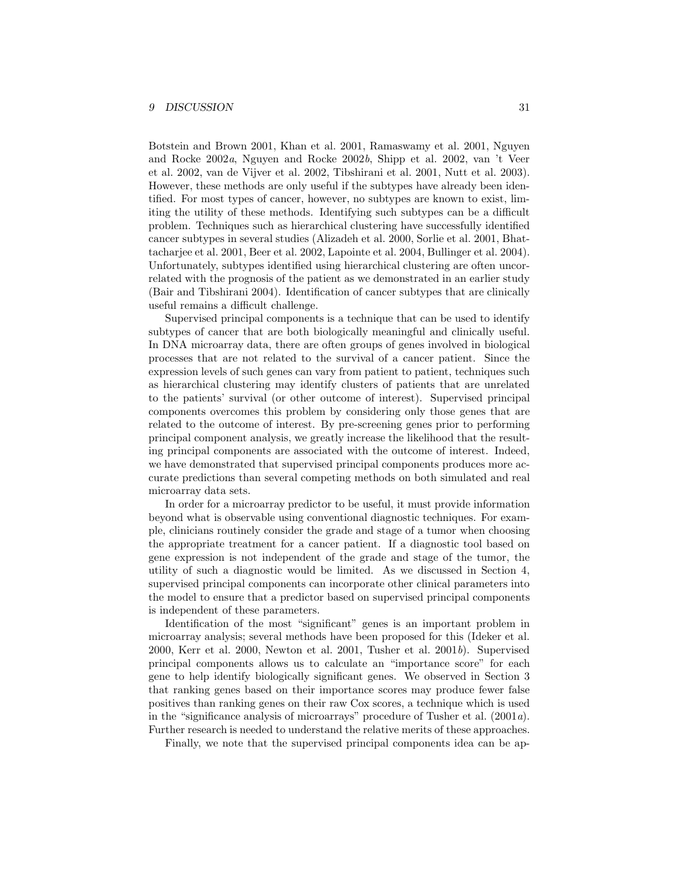Botstein and Brown 2001, Khan et al. 2001, Ramaswamy et al. 2001, Nguyen and Rocke 2002*a*, Nguyen and Rocke 2002*b*, Shipp et al. 2002, van 't Veer et al. 2002, van de Vijver et al. 2002, Tibshirani et al. 2001, Nutt et al. 2003). However, these methods are only useful if the subtypes have already been identified. For most types of cancer, however, no subtypes are known to exist, limiting the utility of these methods. Identifying such subtypes can be a difficult problem. Techniques such as hierarchical clustering have successfully identified cancer subtypes in several studies (Alizadeh et al. 2000, Sorlie et al. 2001, Bhattacharjee et al. 2001, Beer et al. 2002, Lapointe et al. 2004, Bullinger et al. 2004). Unfortunately, subtypes identified using hierarchical clustering are often uncorrelated with the prognosis of the patient as we demonstrated in an earlier study (Bair and Tibshirani 2004). Identification of cancer subtypes that are clinically useful remains a difficult challenge.

Supervised principal components is a technique that can be used to identify subtypes of cancer that are both biologically meaningful and clinically useful. In DNA microarray data, there are often groups of genes involved in biological processes that are not related to the survival of a cancer patient. Since the expression levels of such genes can vary from patient to patient, techniques such as hierarchical clustering may identify clusters of patients that are unrelated to the patients' survival (or other outcome of interest). Supervised principal components overcomes this problem by considering only those genes that are related to the outcome of interest. By pre-screening genes prior to performing principal component analysis, we greatly increase the likelihood that the resulting principal components are associated with the outcome of interest. Indeed, we have demonstrated that supervised principal components produces more accurate predictions than several competing methods on both simulated and real microarray data sets.

In order for a microarray predictor to be useful, it must provide information beyond what is observable using conventional diagnostic techniques. For example, clinicians routinely consider the grade and stage of a tumor when choosing the appropriate treatment for a cancer patient. If a diagnostic tool based on gene expression is not independent of the grade and stage of the tumor, the utility of such a diagnostic would be limited. As we discussed in Section 4, supervised principal components can incorporate other clinical parameters into the model to ensure that a predictor based on supervised principal components is independent of these parameters.

Identification of the most "significant" genes is an important problem in microarray analysis; several methods have been proposed for this (Ideker et al. 2000, Kerr et al. 2000, Newton et al. 2001, Tusher et al. 2001*b*). Supervised principal components allows us to calculate an "importance score" for each gene to help identify biologically significant genes. We observed in Section 3 that ranking genes based on their importance scores may produce fewer false positives than ranking genes on their raw Cox scores, a technique which is used in the "significance analysis of microarrays" procedure of Tusher et al. (2001*a*). Further research is needed to understand the relative merits of these approaches.

Finally, we note that the supervised principal components idea can be ap-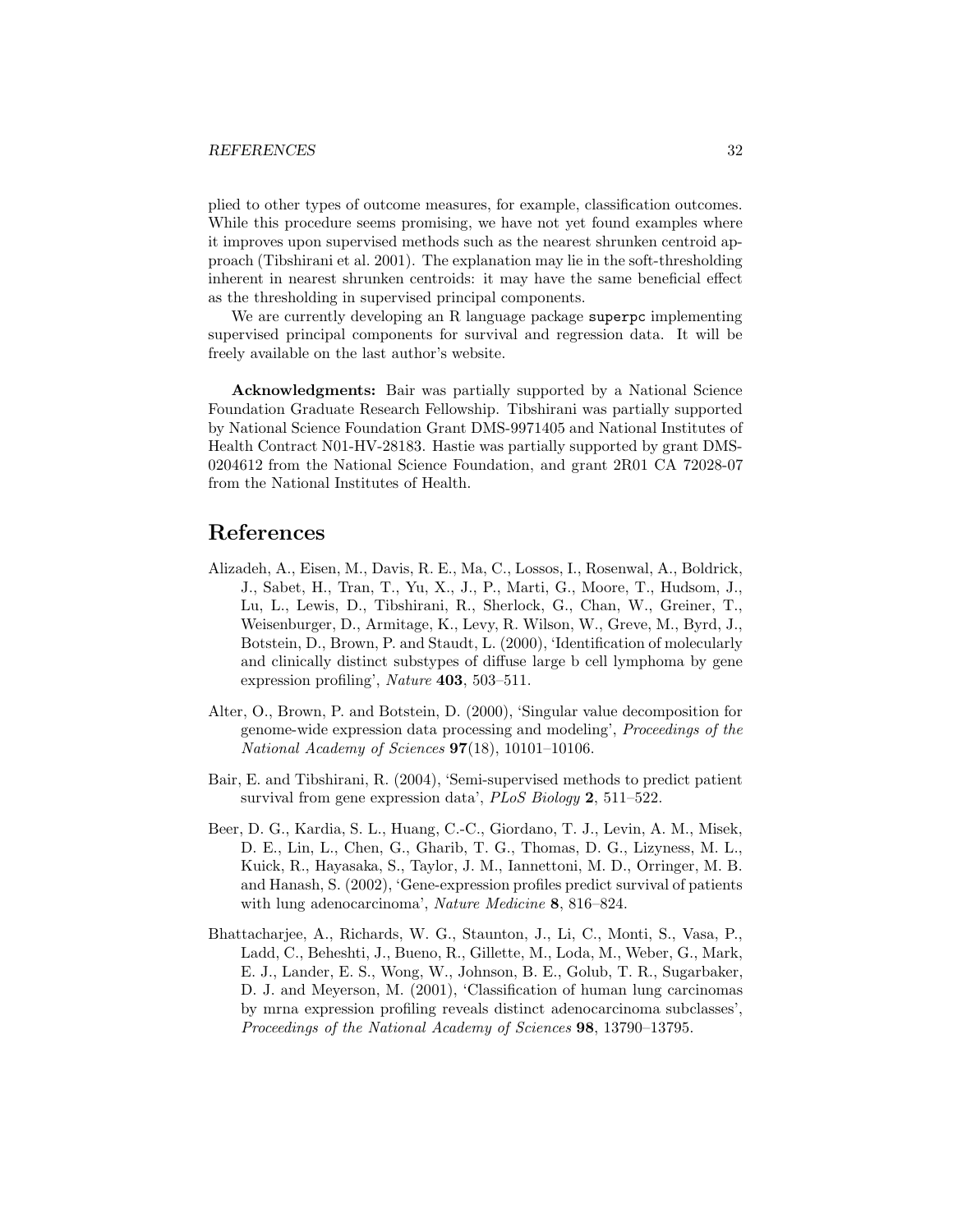plied to other types of outcome measures, for example, classification outcomes. While this procedure seems promising, we have not yet found examples where it improves upon supervised methods such as the nearest shrunken centroid approach (Tibshirani et al. 2001). The explanation may lie in the soft-thresholding inherent in nearest shrunken centroids: it may have the same beneficial effect as the thresholding in supervised principal components.

We are currently developing an R language package `superpc` implementing supervised principal components for survival and regression data. It will be freely available on the last author's website.

**Acknowledgments:** Bair was partially supported by a National Science Foundation Graduate Research Fellowship. Tibshirani was partially supported by National Science Foundation Grant DMS-9971405 and National Institutes of Health Contract N01-HV-28183. Hastie was partially supported by grant DMS-0204612 from the National Science Foundation, and grant 2R01 CA 72028-07 from the National Institutes of Health.

# References

Alizadeh, A., Eisen, M., Davis, R. E., Ma, C., Lossos, I., Rosenwal, A., Boldrick, J., Sabet, H., Tran, T., Yu, X., J., P., Marti, G., Moore, T., Hudsom, J., Lu, L., Lewis, D., Tibshirani, R., Sherlock, G., Chan, W., Greiner, T., Weisenburger, D., Armitage, K., Levy, R. Wilson, W., Greve, M., Byrd, J., Botstein, D., Brown, P. and Staudt, L. (2000), 'Identification of molecularly and clinically distinct substypes of diffuse large b cell lymphoma by gene expression profiling', *Nature* **403**, 503–511.

Alter, O., Brown, P. and Botstein, D. (2000), 'Singular value decomposition for genome-wide expression data processing and modeling', *Proceedings of the National Academy of Sciences* **97**(18), 10101–10106.

Bair, E. and Tibshirani, R. (2004), 'Semi-supervised methods to predict patient survival from gene expression data', *PLoS Biology* **2**, 511–522.

Beer, D. G., Kardia, S. L., Huang, C.-C., Giordano, T. J., Levin, A. M., Misek, D. E., Lin, L., Chen, G., Gharib, T. G., Thomas, D. G., Lizyness, M. L., Kuick, R., Hayasaka, S., Taylor, J. M., Iannettoni, M. D., Orringer, M. B. and Hanash, S. (2002), 'Gene-expression profiles predict survival of patients with lung adenocarcinoma', *Nature Medicine* **8**, 816–824.

Bhattacharjee, A., Richards, W. G., Staunton, J., Li, C., Monti, S., Vasa, P., Ladd, C., Beheshti, J., Bueno, R., Gillette, M., Loda, M., Weber, G., Mark, E. J., Lander, E. S., Wong, W., Johnson, B. E., Golub, T. R., Sugarbaker, D. J. and Meyerson, M. (2001), 'Classification of human lung carcinomas by mrna expression profiling reveals distinct adenocarcinoma subclasses', *Proceedings of the National Academy of Sciences* **98**, 13790–13795.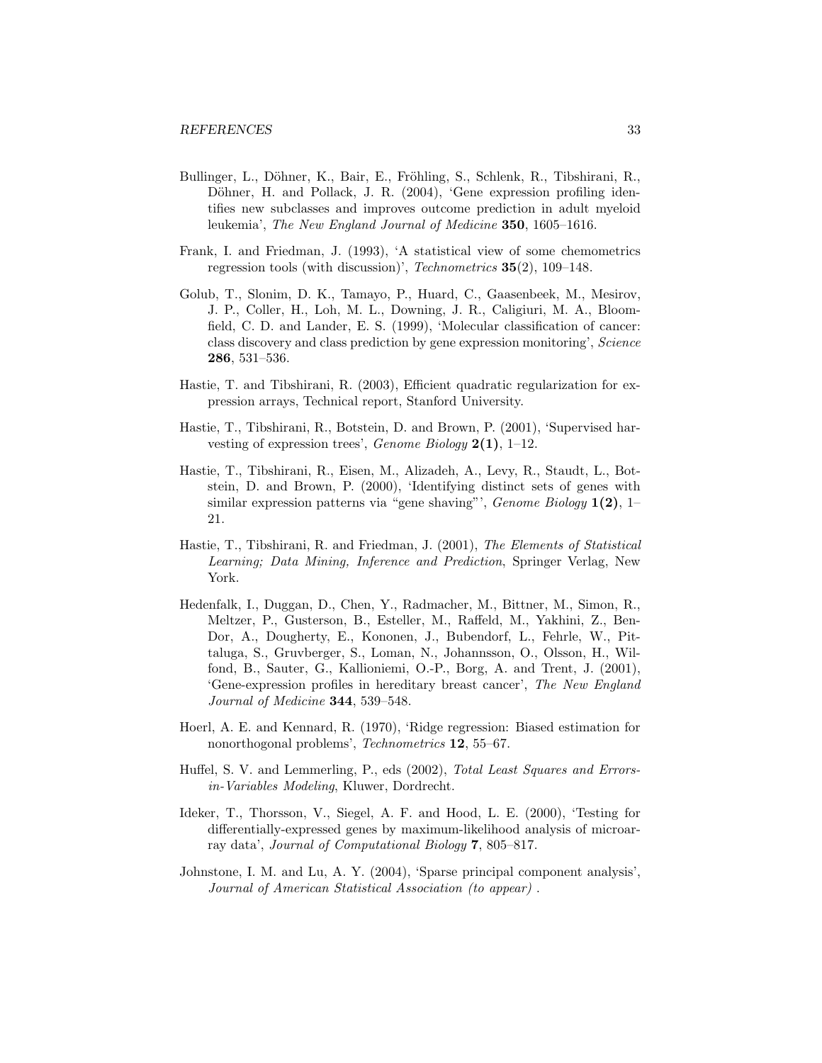Bullinger, L., Döhner, K., Bair, E., Fröhling, S., Schlenk, R., Tibshirani, R., Döhner, H. and Pollack, J. R. (2004), 'Gene expression profiling identifies new subclasses and improves outcome prediction in adult myeloid leukemia', *The New England Journal of Medicine* **350**, 1605–1616.

Frank, I. and Friedman, J. (1993), 'A statistical view of some chemometrics regression tools (with discussion)', *Technometrics* **35**(2), 109–148.

Golub, T., Slonim, D. K., Tamayo, P., Huard, C., Gaasenbeek, M., Mesirov, J. P., Coller, H., Loh, M. L., Downing, J. R., Caligiuri, M. A., Bloomfield, C. D. and Lander, E. S. (1999), 'Molecular classification of cancer: class discovery and class prediction by gene expression monitoring', *Science* **286**, 531–536.

Hastie, T. and Tibshirani, R. (2003), Efficient quadratic regularization for expression arrays, Technical report, Stanford University.

Hastie, T., Tibshirani, R., Botstein, D. and Brown, P. (2001), 'Supervised harvesting of expression trees', *Genome Biology* **2(1)**, 1–12.

Hastie, T., Tibshirani, R., Eisen, M., Alizadeh, A., Levy, R., Staudt, L., Botstein, D. and Brown, P. (2000), 'Identifying distinct sets of genes with similar expression patterns via "gene shaving"', *Genome Biology* **1(2)**, 1–21.

Hastie, T., Tibshirani, R. and Friedman, J. (2001), *The Elements of Statistical Learning; Data Mining, Inference and Prediction*, Springer Verlag, New York.

Hedenfalk, I., Duggan, D., Chen, Y., Radmacher, M., Bittner, M., Simon, R., Meltzer, P., Gusterson, B., Esteller, M., Raffeld, M., Yakhini, Z., Ben-Dor, A., Dougherty, E., Kononen, J., Bubendorf, L., Fehrle, W., Pittaluga, S., Gruvberger, S., Loman, N., Johannsson, O., Olsson, H., Wilfond, B., Sauter, G., Kallioniemi, O.-P., Borg, A. and Trent, J. (2001), 'Gene-expression profiles in hereditary breast cancer', *The New England Journal of Medicine* **344**, 539–548.

Hoerl, A. E. and Kennard, R. (1970), 'Ridge regression: Biased estimation for nonorthogonal problems', *Technometrics* **12**, 55–67.

Huffel, S. V. and Lemmerling, P., eds (2002), *Total Least Squares and Errors-in-Variables Modeling*, Kluwer, Dordrecht.

Ideker, T., Thorsson, V., Siegel, A. F. and Hood, L. E. (2000), 'Testing for differentially-expressed genes by maximum-likelihood analysis of microarray data', *Journal of Computational Biology* **7**, 805–817.

Johnstone, I. M. and Lu, A. Y. (2004), 'Sparse principal component analysis', *Journal of American Statistical Association (to appear)* .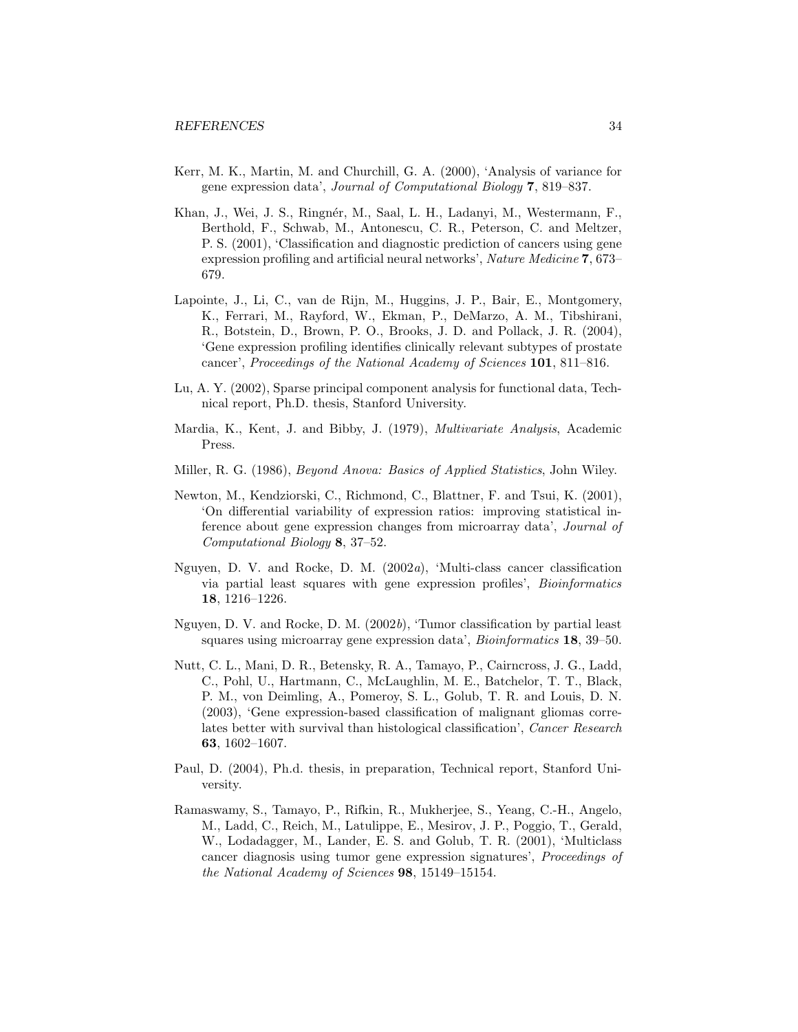Kerr, M. K., Martin, M. and Churchill, G. A. (2000), 'Analysis of variance for gene expression data', *Journal of Computational Biology* **7**, 819–837.

Khan, J., Wei, J. S., Ringnér, M., Saal, L. H., Ladanyi, M., Westermann, F., Berthold, F., Schwab, M., Antonescu, C. R., Peterson, C. and Meltzer, P. S. (2001), 'Classification and diagnostic prediction of cancers using gene expression profiling and artificial neural networks', *Nature Medicine* **7**, 673–679.

Lapointe, J., Li, C., van de Rijn, M., Huggins, J. P., Bair, E., Montgomery, K., Ferrari, M., Rayford, W., Ekman, P., DeMarzo, A. M., Tibshirani, R., Botstein, D., Brown, P. O., Brooks, J. D. and Pollack, J. R. (2004), 'Gene expression profiling identifies clinically relevant subtypes of prostate cancer', *Proceedings of the National Academy of Sciences* **101**, 811–816.

Lu, A. Y. (2002), Sparse principal component analysis for functional data, Technical report, Ph.D. thesis, Stanford University.

Mardia, K., Kent, J. and Bibby, J. (1979), *Multivariate Analysis*, Academic Press.

Miller, R. G. (1986), *Beyond Anova: Basics of Applied Statistics*, John Wiley.

Newton, M., Kendziorski, C., Richmond, C., Blattner, F. and Tsui, K. (2001), 'On differential variability of expression ratios: improving statistical inference about gene expression changes from microarray data', *Journal of Computational Biology* **8**, 37–52.

Nguyen, D. V. and Rocke, D. M. (2002*a*), 'Multi-class cancer classification via partial least squares with gene expression profiles', *Bioinformatics* **18**, 1216–1226.

Nguyen, D. V. and Rocke, D. M. (2002*b*), 'Tumor classification by partial least squares using microarray gene expression data', *Bioinformatics* **18**, 39–50.

Nutt, C. L., Mani, D. R., Betensky, R. A., Tamayo, P., Cairncross, J. G., Ladd, C., Pohl, U., Hartmann, C., McLaughlin, M. E., Batchelor, T. T., Black, P. M., von Deimling, A., Pomeroy, S. L., Golub, T. R. and Louis, D. N. (2003), 'Gene expression-based classification of malignant gliomas correlates better with survival than histological classification', *Cancer Research* **63**, 1602–1607.

Paul, D. (2004), Ph.d. thesis, in preparation, Technical report, Stanford University.

Ramaswamy, S., Tamayo, P., Rifkin, R., Mukherjee, S., Yeang, C.-H., Angelo, M., Ladd, C., Reich, M., Latulippe, E., Mesirov, J. P., Poggio, T., Gerald, W., Lodadagger, M., Lander, E. S. and Golub, T. R. (2001), 'Multiclass cancer diagnosis using tumor gene expression signatures', *Proceedings of the National Academy of Sciences* **98**, 15149–15154.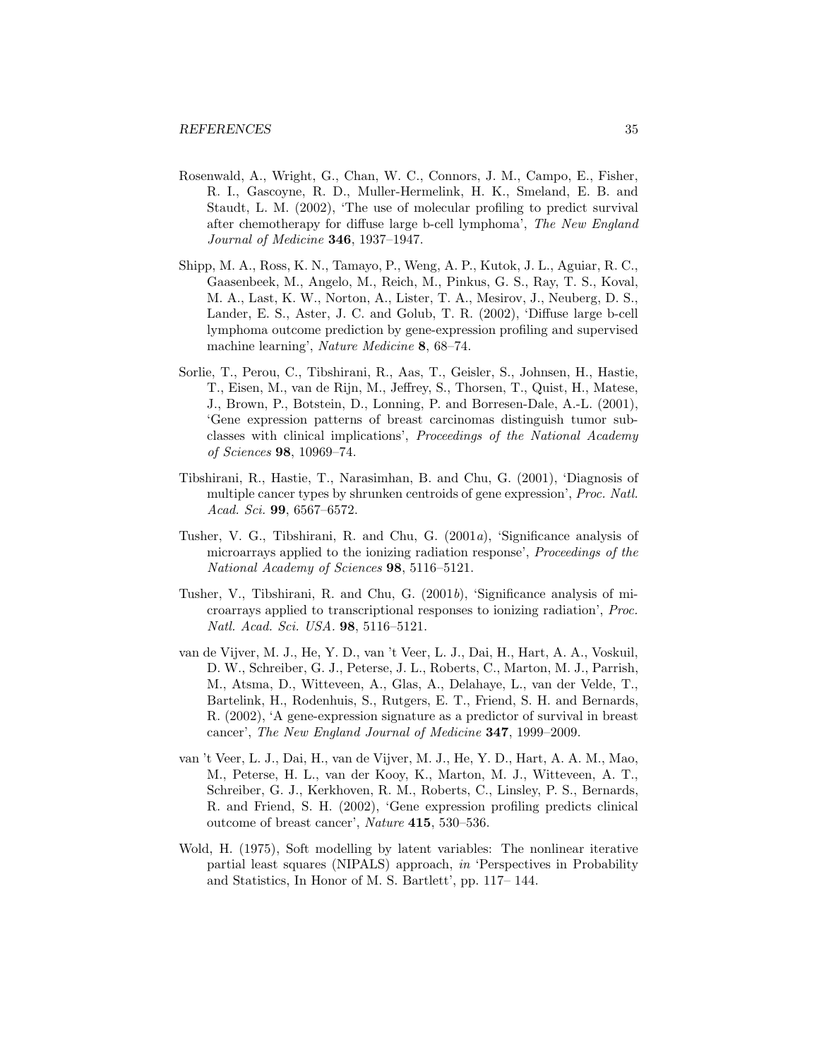Rosenwald, A., Wright, G., Chan, W. C., Connors, J. M., Campo, E., Fisher, R. I., Gascoyne, R. D., Muller-Hermelink, H. K., Smeland, E. B. and Staudt, L. M. (2002), 'The use of molecular profiling to predict survival after chemotherapy for diffuse large b-cell lymphoma', *The New England Journal of Medicine* **346**, 1937–1947.

Shipp, M. A., Ross, K. N., Tamayo, P., Weng, A. P., Kutok, J. L., Aguiar, R. C., Gaasenbeek, M., Angelo, M., Reich, M., Pinkus, G. S., Ray, T. S., Koval, M. A., Last, K. W., Norton, A., Lister, T. A., Mesirov, J., Neuberg, D. S., Lander, E. S., Aster, J. C. and Golub, T. R. (2002), 'Diffuse large b-cell lymphoma outcome prediction by gene-expression profiling and supervised machine learning', *Nature Medicine* **8**, 68–74.

Sorlie, T., Perou, C., Tibshirani, R., Aas, T., Geisler, S., Johnsen, H., Hastie, T., Eisen, M., van de Rijn, M., Jeffrey, S., Thorsen, T., Quist, H., Matese, J., Brown, P., Botstein, D., Lonning, P. and Borresen-Dale, A.-L. (2001), 'Gene expression patterns of breast carcinomas distinguish tumor subclasses with clinical implications', *Proceedings of the National Academy of Sciences* **98**, 10969–74.

Tibshirani, R., Hastie, T., Narasimhan, B. and Chu, G. (2001), 'Diagnosis of multiple cancer types by shrunken centroids of gene expression', *Proc. Natl. Acad. Sci.* **99**, 6567–6572.

Tusher, V. G., Tibshirani, R. and Chu, G. (2001*a*), 'Significance analysis of microarrays applied to the ionizing radiation response', *Proceedings of the National Academy of Sciences* **98**, 5116–5121.

Tusher, V., Tibshirani, R. and Chu, G. (2001*b*), 'Significance analysis of microarrays applied to transcriptional responses to ionizing radiation', *Proc. Natl. Acad. Sci. USA.* **98**, 5116–5121.

van de Vijver, M. J., He, Y. D., van 't Veer, L. J., Dai, H., Hart, A. A., Voskuil, D. W., Schreiber, G. J., Peterse, J. L., Roberts, C., Marton, M. J., Parrish, M., Atsma, D., Witteveen, A., Glas, A., Delahaye, L., van der Velde, T., Bartelink, H., Rodenhuis, S., Rutgers, E. T., Friend, S. H. and Bernards, R. (2002), 'A gene-expression signature as a predictor of survival in breast cancer', *The New England Journal of Medicine* **347**, 1999–2009.

van 't Veer, L. J., Dai, H., van de Vijver, M. J., He, Y. D., Hart, A. A. M., Mao, M., Peterse, H. L., van der Kooy, K., Marton, M. J., Witteveen, A. T., Schreiber, G. J., Kerkhoven, R. M., Roberts, C., Linsley, P. S., Bernards, R. and Friend, S. H. (2002), 'Gene expression profiling predicts clinical outcome of breast cancer', *Nature* **415**, 530–536.

Wold, H. (1975), Soft modelling by latent variables: The nonlinear iterative partial least squares (NIPALS) approach, *in* 'Perspectives in Probability and Statistics, In Honor of M. S. Bartlett', pp. 117– 144.